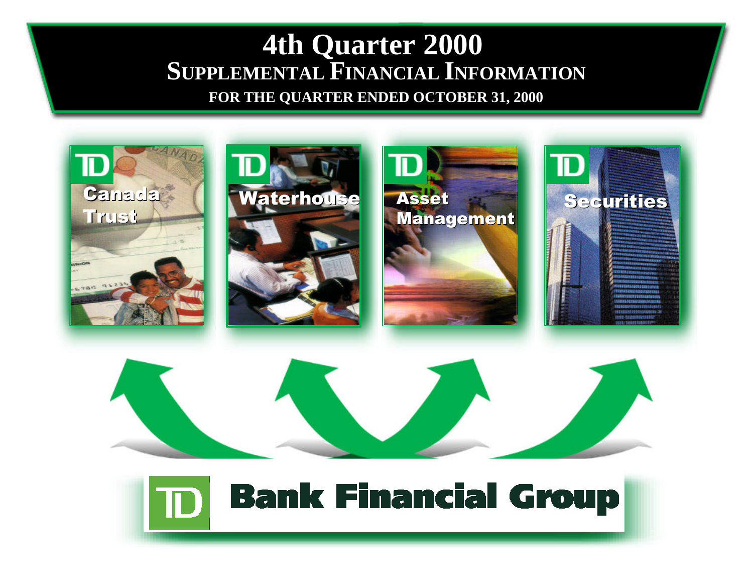# 4th Quarter 2000

## Supplemental Financial Information

**FOR THE QUARTER ENDED OCTOBER 31, 2000**

Canada Trust

Waterhouse

Asset Management

Securities

TD Bank Financial Group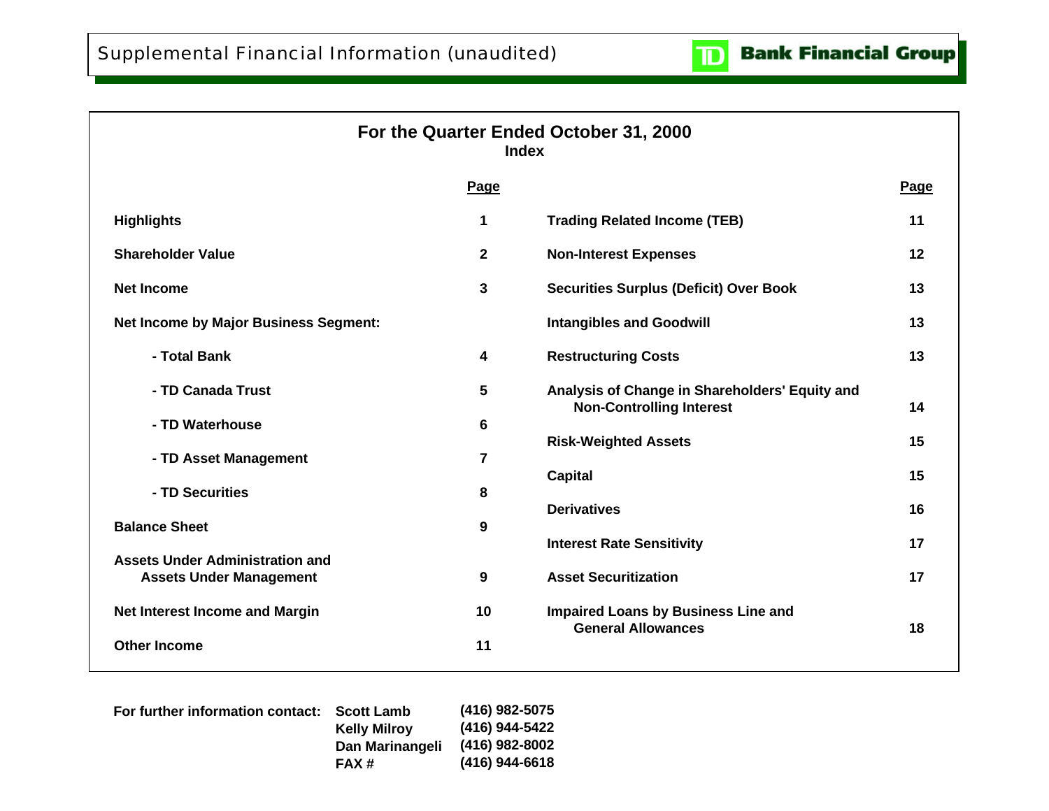# Supplemental Financial Information (unaudited)

**TD Bank Financial Group**

## For the Quarter Ended October 31, 2000

### Index

| | Page | | Page |
|---|---|---|---|
| **Highlights** | 1 | **Trading Related Income (TEB)** | 11 |
| **Shareholder Value** | 2 | **Non-Interest Expenses** | 12 |
| **Net Income** | 3 | **Securities Surplus (Deficit) Over Book** | 13 |
| **Net Income by Major Business Segment:** | | **Intangibles and Goodwill** | 13 |
| - Total Bank | 4 | **Restructuring Costs** | 13 |
| - TD Canada Trust | 5 | **Analysis of Change in Shareholders' Equity and Non-Controlling Interest** | 14 |
| - TD Waterhouse | 6 | **Risk-Weighted Assets** | 15 |
| - TD Asset Management | 7 | **Capital** | 15 |
| - TD Securities | 8 | **Derivatives** | 16 |
| **Balance Sheet** | 9 | **Interest Rate Sensitivity** | 17 |
| **Assets Under Administration and Assets Under Management** | 9 | **Asset Securitization** | 17 |
| **Net Interest Income and Margin** | 10 | **Impaired Loans by Business Line and General Allowances** | 18 |
| **Other Income** | 11 | | |

**For further information contact:**

| | |
|---|---|
| Scott Lamb | (416) 982-5075 |
| Kelly Milroy | (416) 944-5422 |
| Dan Marinangeli | (416) 982-8002 |
| FAX # | (416) 944-6618 |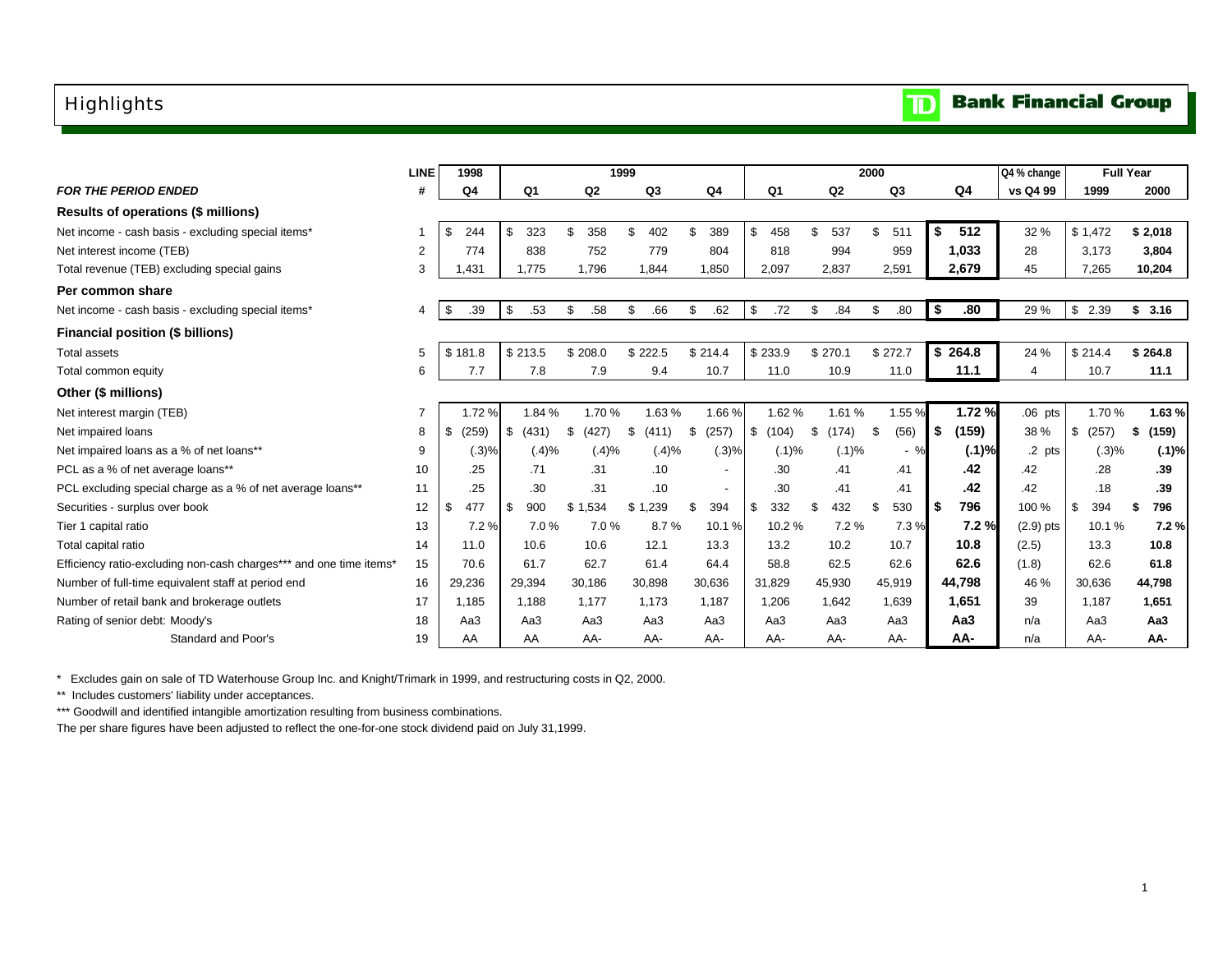# Highlights

TD Bank Financial Group

| | LINE | 1998 | 1999 | | | | 2000 | | | | Q4 % change | Full Year | |
|---|---|---|---|---|---|---|---|---|---|---|---|---|---|
| *FOR THE PERIOD ENDED* | # | Q4 | Q1 | Q2 | Q3 | Q4 | Q1 | Q2 | Q3 | Q4 | vs Q4 99 | 1999 | 2000 |
| **Results of operations ($ millions)** | | | | | | | | | | | | | |
| Net income - cash basis - excluding special items* | 1 | $ 244 | $ 323 | $ 358 | $ 402 | $ 389 | $ 458 | $ 537 | $ 511 | **$ 512** | 32 % | $ 1,472 | **$ 2,018** |
| Net interest income (TEB) | 2 | 774 | 838 | 752 | 779 | 804 | 818 | 994 | 959 | **1,033** | 28 | 3,173 | **3,804** |
| Total revenue (TEB) excluding special gains | 3 | 1,431 | 1,775 | 1,796 | 1,844 | 1,850 | 2,097 | 2,837 | 2,591 | **2,679** | 45 | 7,265 | **10,204** |
| **Per common share** | | | | | | | | | | | | | |
| Net income - cash basis - excluding special items* | 4 | $ .39 | $ .53 | $ .58 | $ .66 | $ .62 | $ .72 | $ .84 | $ .80 | **$ .80** | 29 % | $ 2.39 | **$ 3.16** |
| **Financial position ($ billions)** | | | | | | | | | | | | | |
| Total assets | 5 | $ 181.8 | $ 213.5 | $ 208.0 | $ 222.5 | $ 214.4 | $ 233.9 | $ 270.1 | $ 272.7 | **$ 264.8** | 24 % | $ 214.4 | **$ 264.8** |
| Total common equity | 6 | 7.7 | 7.8 | 7.9 | 9.4 | 10.7 | 11.0 | 10.9 | 11.0 | **11.1** | 4 | 10.7 | **11.1** |
| **Other ($ millions)** | | | | | | | | | | | | | |
| Net interest margin (TEB) | 7 | 1.72 % | 1.84 % | 1.70 % | 1.63 % | 1.66 % | 1.62 % | 1.61 % | 1.55 % | **1.72 %** | .06 pts | 1.70 % | **1.63 %** |
| Net impaired loans | 8 | $ (259) | $ (431) | $ (427) | $ (411) | $ (257) | $ (104) | $ (174) | $ (56) | **$ (159)** | 38 % | $ (257) | **$ (159)** |
| Net impaired loans as a % of net loans** | 9 | (.3)% | (.4)% | (.4)% | (.4)% | (.3)% | (.1)% | (.1)% | - % | **(.1)%** | .2 pts | (.3)% | **(.1)%** |
| PCL as a % of net average loans** | 10 | .25 | .71 | .31 | .10 | - | .30 | .41 | .41 | **.42** | .42 | .28 | **.39** |
| PCL excluding special charge as a % of net average loans** | 11 | .25 | .30 | .31 | .10 | - | .30 | .41 | .41 | **.42** | .42 | .18 | **.39** |
| Securities - surplus over book | 12 | $ 477 | $ 900 | $ 1,534 | $ 1,239 | $ 394 | $ 332 | $ 432 | $ 530 | **$ 796** | 100 % | $ 394 | **$ 796** |
| Tier 1 capital ratio | 13 | 7.2 % | 7.0 % | 7.0 % | 8.7 % | 10.1 % | 10.2 % | 7.2 % | 7.3 % | **7.2 %** | (2.9) pts | 10.1 % | **7.2 %** |
| Total capital ratio | 14 | 11.0 | 10.6 | 10.6 | 12.1 | 13.3 | 13.2 | 10.2 | 10.7 | **10.8** | (2.5) | 13.3 | **10.8** |
| Efficiency ratio-excluding non-cash charges*** and one time items* | 15 | 70.6 | 61.7 | 62.7 | 61.4 | 64.4 | 58.8 | 62.5 | 62.6 | **62.6** | (1.8) | 62.6 | **61.8** |
| Number of full-time equivalent staff at period end | 16 | 29,236 | 29,394 | 30,186 | 30,898 | 30,636 | 31,829 | 45,930 | 45,919 | **44,798** | 46 % | 30,636 | **44,798** |
| Number of retail bank and brokerage outlets | 17 | 1,185 | 1,188 | 1,177 | 1,173 | 1,187 | 1,206 | 1,642 | 1,639 | **1,651** | 39 | 1,187 | **1,651** |
| Rating of senior debt: Moody's | 18 | Aa3 | Aa3 | Aa3 | Aa3 | Aa3 | Aa3 | Aa3 | Aa3 | **Aa3** | n/a | Aa3 | **Aa3** |
| Standard and Poor's | 19 | AA | AA | AA- | AA- | AA- | AA- | AA- | AA- | **AA-** | n/a | AA- | **AA-** |

* Excludes gain on sale of TD Waterhouse Group Inc. and Knight/Trimark in 1999, and restructuring costs in Q2, 2000.

** Includes customers' liability under acceptances.

*** Goodwill and identified intangible amortization resulting from business combinations.

The per share figures have been adjusted to reflect the one-for-one stock dividend paid on July 31,1999.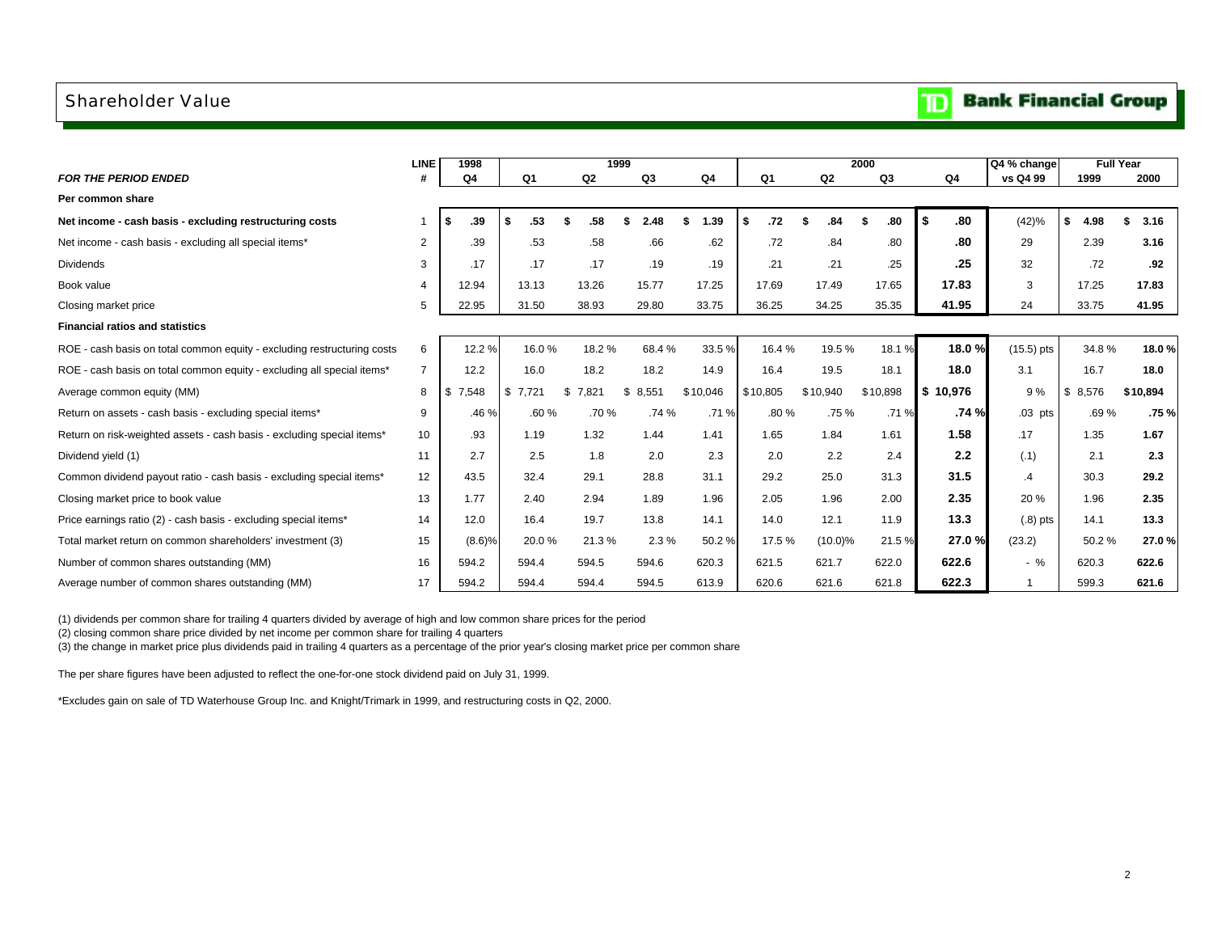## Shareholder Value

TD Bank Financial Group

| FOR THE PERIOD ENDED | LINE # | 1998 Q4 | 1999 Q1 | 1999 Q2 | 1999 Q3 | 1999 Q4 | 2000 Q1 | 2000 Q2 | 2000 Q3 | 2000 Q4 | Q4 % change vs Q4 99 | Full Year 1999 | Full Year 2000 |
|---|---|---|---|---|---|---|---|---|---|---|---|---|---|
| **Per common share** | | | | | | | | | | | | | |
| **Net income - cash basis - excluding restructuring costs** | 1 | **$ .39** | **$ .53** | **$ .58** | **$ 2.48** | **$ 1.39** | **$ .72** | **$ .84** | **$ .80** | **$ .80** | (42)% | **$ 4.98** | **$ 3.16** |
| Net income - cash basis - excluding all special items* | 2 | .39 | .53 | .58 | .66 | .62 | .72 | .84 | .80 | **.80** | 29 | 2.39 | **3.16** |
| Dividends | 3 | .17 | .17 | .17 | .19 | .19 | .21 | .21 | .25 | **.25** | 32 | .72 | **.92** |
| Book value | 4 | 12.94 | 13.13 | 13.26 | 15.77 | 17.25 | 17.69 | 17.49 | 17.65 | **17.83** | 3 | 17.25 | **17.83** |
| Closing market price | 5 | 22.95 | 31.50 | 38.93 | 29.80 | 33.75 | 36.25 | 34.25 | 35.35 | **41.95** | 24 | 33.75 | **41.95** |
| **Financial ratios and statistics** | | | | | | | | | | | | | |
| ROE - cash basis on total common equity - excluding restructuring costs | 6 | 12.2 % | 16.0 % | 18.2 % | 68.4 % | 33.5 % | 16.4 % | 19.5 % | 18.1 % | **18.0 %** | (15.5) pts | 34.8 % | **18.0 %** |
| ROE - cash basis on total common equity - excluding all special items* | 7 | 12.2 | 16.0 | 18.2 | 18.2 | 14.9 | 16.4 | 19.5 | 18.1 | **18.0** | 3.1 | 16.7 | **18.0** |
| Average common equity (MM) | 8 | $ 7,548 | $ 7,721 | $ 7,821 | $ 8,551 | $10,046 | $10,805 | $10,940 | $10,898 | **$ 10,976** | 9 % | $ 8,576 | **$10,894** |
| Return on assets - cash basis - excluding special items* | 9 | .46 % | .60 % | .70 % | .74 % | .71 % | .80 % | .75 % | .71 % | **.74 %** | .03 pts | .69 % | **.75 %** |
| Return on risk-weighted assets - cash basis - excluding special items* | 10 | .93 | 1.19 | 1.32 | 1.44 | 1.41 | 1.65 | 1.84 | 1.61 | **1.58** | .17 | 1.35 | **1.67** |
| Dividend yield (1) | 11 | 2.7 | 2.5 | 1.8 | 2.0 | 2.3 | 2.0 | 2.2 | 2.4 | **2.2** | (.1) | 2.1 | **2.3** |
| Common dividend payout ratio - cash basis - excluding special items* | 12 | 43.5 | 32.4 | 29.1 | 28.8 | 31.1 | 29.2 | 25.0 | 31.3 | **31.5** | .4 | 30.3 | **29.2** |
| Closing market price to book value | 13 | 1.77 | 2.40 | 2.94 | 1.89 | 1.96 | 2.05 | 1.96 | 2.00 | **2.35** | 20 % | 1.96 | **2.35** |
| Price earnings ratio (2) - cash basis - excluding special items* | 14 | 12.0 | 16.4 | 19.7 | 13.8 | 14.1 | 14.0 | 12.1 | 11.9 | **13.3** | (.8) pts | 14.1 | **13.3** |
| Total market return on common shareholders' investment (3) | 15 | (8.6)% | 20.0 % | 21.3 % | 2.3 % | 50.2 % | 17.5 % | (10.0)% | 21.5 % | **27.0 %** | (23.2) | 50.2 % | **27.0 %** |
| Number of common shares outstanding (MM) | 16 | 594.2 | 594.4 | 594.5 | 594.6 | 620.3 | 621.5 | 621.7 | 622.0 | **622.6** | - % | 620.3 | **622.6** |
| Average number of common shares outstanding (MM) | 17 | 594.2 | 594.4 | 594.4 | 594.5 | 613.9 | 620.6 | 621.6 | 621.8 | **622.3** | 1 | 599.3 | **621.6** |

(1) dividends per common share for trailing 4 quarters divided by average of high and low common share prices for the period
(2) closing common share price divided by net income per common share for trailing 4 quarters
(3) the change in market price plus dividends paid in trailing 4 quarters as a percentage of the prior year's closing market price per common share

The per share figures have been adjusted to reflect the one-for-one stock dividend paid on July 31, 1999.

*Excludes gain on sale of TD Waterhouse Group Inc. and Knight/Trimark in 1999, and restructuring costs in Q2, 2000.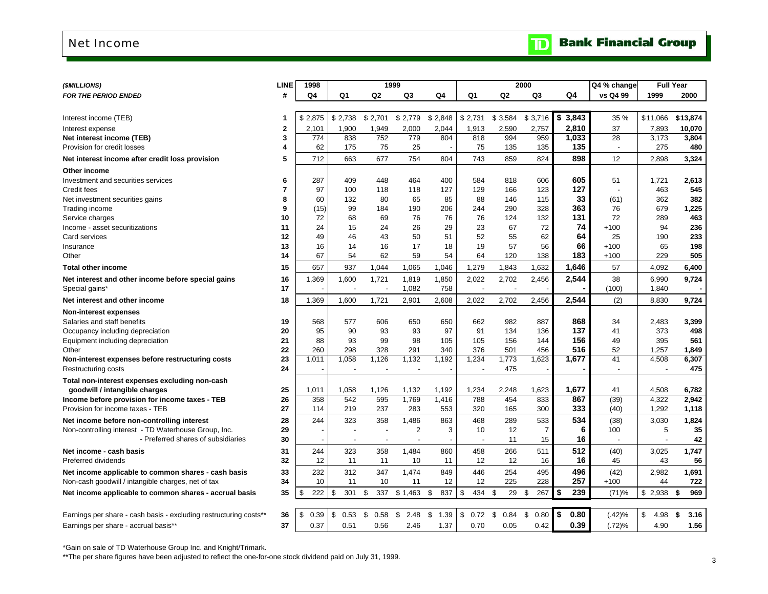# Net Income

TD Bank Financial Group

| ($MILLIONS) | LINE | 1998 | 1999 | | | | 2000 | | | | Q4 % change | Full Year | |
|---|---|---|---|---|---|---|---|---|---|---|---|---|---|
| *FOR THE PERIOD ENDED* | # | Q4 | Q1 | Q2 | Q3 | Q4 | Q1 | Q2 | Q3 | Q4 | vs Q4 99 | 1999 | 2000 |
| Interest income (TEB) | 1 | $ 2,875 | $ 2,738 | $ 2,701 | $ 2,779 | $ 2,848 | $ 2,731 | $ 3,584 | $ 3,716 | **$ 3,843** | 35 % | $11,066 | **$13,874** |
| Interest expense | 2 | 2,101 | 1,900 | 1,949 | 2,000 | 2,044 | 1,913 | 2,590 | 2,757 | **2,810** | 37 | 7,893 | **10,070** |
| **Net interest income (TEB)** | 3 | 774 | 838 | 752 | 779 | 804 | 818 | 994 | 959 | **1,033** | 28 | 3,173 | **3,804** |
| Provision for credit losses | 4 | 62 | 175 | 75 | 25 | - | 75 | 135 | 135 | **135** | - | 275 | **480** |
| **Net interest income after credit loss provision** | 5 | 712 | 663 | 677 | 754 | 804 | 743 | 859 | 824 | **898** | 12 | 2,898 | **3,324** |
| **Other income** | | | | | | | | | | | | | |
| Investment and securities services | 6 | 287 | 409 | 448 | 464 | 400 | 584 | 818 | 606 | **605** | 51 | 1,721 | **2,613** |
| Credit fees | 7 | 97 | 100 | 118 | 118 | 127 | 129 | 166 | 123 | **127** | - | 463 | **545** |
| Net investment securities gains | 8 | 60 | 132 | 80 | 65 | 85 | 88 | 146 | 115 | **33** | (61) | 362 | **382** |
| Trading income | 9 | (15) | 99 | 184 | 190 | 206 | 244 | 290 | 328 | **363** | 76 | 679 | **1,225** |
| Service charges | 10 | 72 | 68 | 69 | 76 | 76 | 76 | 124 | 132 | **131** | 72 | 289 | **463** |
| Income - asset securitizations | 11 | 24 | 15 | 24 | 26 | 29 | 23 | 67 | 72 | **74** | +100 | 94 | **236** |
| Card services | 12 | 49 | 46 | 43 | 50 | 51 | 52 | 55 | 62 | **64** | 25 | 190 | **233** |
| Insurance | 13 | 16 | 14 | 16 | 17 | 18 | 19 | 57 | 56 | **66** | +100 | 65 | **198** |
| Other | 14 | 67 | 54 | 62 | 59 | 54 | 64 | 120 | 138 | **183** | +100 | 229 | **505** |
| **Total other income** | 15 | 657 | 937 | 1,044 | 1,065 | 1,046 | 1,279 | 1,843 | 1,632 | **1,646** | 57 | 4,092 | **6,400** |
| **Net interest and other income before special gains** | 16 | 1,369 | 1,600 | 1,721 | 1,819 | 1,850 | 2,022 | 2,702 | 2,456 | **2,544** | 38 | 6,990 | **9,724** |
| Special gains* | 17 | - | - | - | 1,082 | 758 | - | - | - | **-** | (100) | 1,840 | **-** |
| **Net interest and other income** | 18 | 1,369 | 1,600 | 1,721 | 2,901 | 2,608 | 2,022 | 2,702 | 2,456 | **2,544** | (2) | 8,830 | **9,724** |
| **Non-interest expenses** | | | | | | | | | | | | | |
| Salaries and staff benefits | 19 | 568 | 577 | 606 | 650 | 650 | 662 | 982 | 887 | **868** | 34 | 2,483 | **3,399** |
| Occupancy including depreciation | 20 | 95 | 90 | 93 | 93 | 97 | 91 | 134 | 136 | **137** | 41 | 373 | **498** |
| Equipment including depreciation | 21 | 88 | 93 | 99 | 98 | 105 | 105 | 156 | 144 | **156** | 49 | 395 | **561** |
| Other | 22 | 260 | 298 | 328 | 291 | 340 | 376 | 501 | 456 | **516** | 52 | 1,257 | **1,849** |
| **Non-interest expenses before restructuring costs** | 23 | 1,011 | 1,058 | 1,126 | 1,132 | 1,192 | 1,234 | 1,773 | 1,623 | **1,677** | 41 | 4,508 | **6,307** |
| Restructuring costs | 24 | - | - | - | - | - | - | 475 | - | **-** | - | - | **475** |
| **Total non-interest expenses excluding non-cash goodwill / intangible charges** | 25 | 1,011 | 1,058 | 1,126 | 1,132 | 1,192 | 1,234 | 2,248 | 1,623 | **1,677** | 41 | 4,508 | **6,782** |
| **Income before provision for income taxes - TEB** | 26 | 358 | 542 | 595 | 1,769 | 1,416 | 788 | 454 | 833 | **867** | (39) | 4,322 | **2,942** |
| Provision for income taxes - TEB | 27 | 114 | 219 | 237 | 283 | 553 | 320 | 165 | 300 | **333** | (40) | 1,292 | **1,118** |
| **Net income before non-controlling interest** | 28 | 244 | 323 | 358 | 1,486 | 863 | 468 | 289 | 533 | **534** | (38) | 3,030 | **1,824** |
| Non-controlling interest - TD Waterhouse Group, Inc. | 29 | - | - | - | 2 | 3 | 10 | 12 | 7 | **6** | 100 | 5 | **35** |
| - Preferred shares of subsidiaries | 30 | - | - | - | - | - | - | 11 | 15 | **16** | - | - | **42** |
| **Net income - cash basis** | 31 | 244 | 323 | 358 | 1,484 | 860 | 458 | 266 | 511 | **512** | (40) | 3,025 | **1,747** |
| Preferred dividends | 32 | 12 | 11 | 11 | 10 | 11 | 12 | 12 | 16 | **16** | 45 | 43 | **56** |
| **Net income applicable to common shares - cash basis** | 33 | 232 | 312 | 347 | 1,474 | 849 | 446 | 254 | 495 | **496** | (42) | 2,982 | **1,691** |
| Non-cash goodwill / intangible charges, net of tax | 34 | 10 | 11 | 10 | 11 | 12 | 12 | 225 | 228 | **257** | +100 | 44 | **722** |
| **Net income applicable to common shares - accrual basis** | 35 | $ 222 | $ 301 | $ 337 | $ 1,463 | $ 837 | $ 434 | $ 29 | $ 267 | **$ 239** | (71)% | $ 2,938 | **$ 969** |
| Earnings per share - cash basis - excluding restructuring costs** | 36 | $ 0.39 | $ 0.53 | $ 0.58 | $ 2.48 | $ 1.39 | $ 0.72 | $ 0.84 | $ 0.80 | **$ 0.80** | (.42)% | $ 4.98 | **$ 3.16** |
| Earnings per share - accrual basis** | 37 | 0.37 | 0.51 | 0.56 | 2.46 | 1.37 | 0.70 | 0.05 | 0.42 | **0.39** | (.72)% | 4.90 | **1.56** |

*Gain on sale of TD Waterhouse Group Inc. and Knight/Trimark.

**The per share figures have been adjusted to reflect the one-for-one stock dividend paid on July 31, 1999.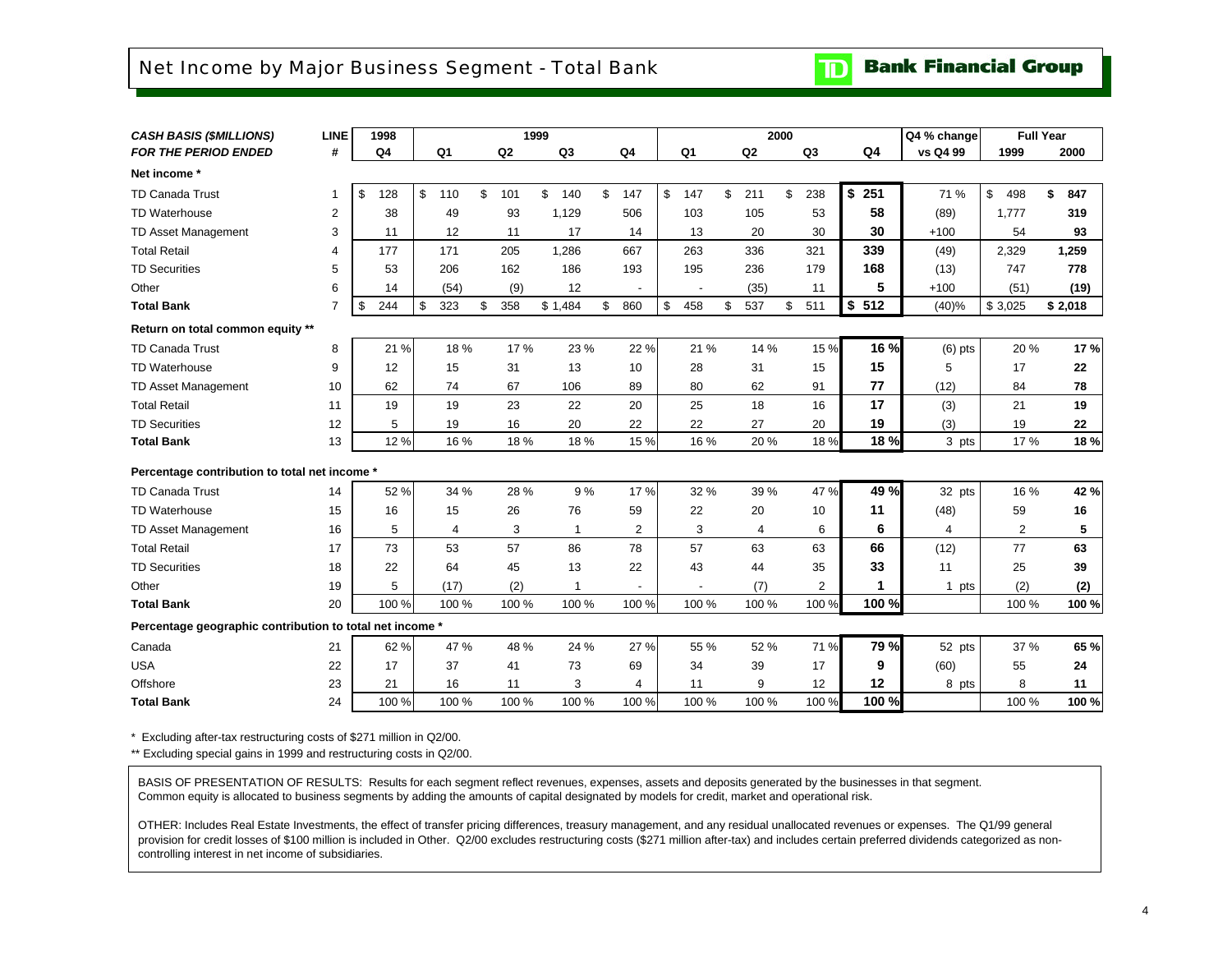## Net Income by Major Business Segment - Total Bank

**TD Bank Financial Group**

| *CASH BASIS ($MILLIONS)* *FOR THE PERIOD ENDED* | LINE # | 1998 Q4 | 1999 Q1 | 1999 Q2 | 1999 Q3 | 1999 Q4 | 2000 Q1 | 2000 Q2 | 2000 Q3 | 2000 Q4 | Q4 % change vs Q4 99 | Full Year 1999 | Full Year 2000 |
|---|---|---|---|---|---|---|---|---|---|---|---|---|---|
| **Net income \*** | | | | | | | | | | | | | |
| TD Canada Trust | 1 | $ 128 | $ 110 | $ 101 | $ 140 | $ 147 | $ 147 | $ 211 | $ 238 | **$ 251** | 71 % | $ 498 | **$ 847** |
| TD Waterhouse | 2 | 38 | 49 | 93 | 1,129 | 506 | 103 | 105 | 53 | **58** | (89) | 1,777 | **319** |
| TD Asset Management | 3 | 11 | 12 | 11 | 17 | 14 | 13 | 20 | 30 | **30** | +100 | 54 | **93** |
| Total Retail | 4 | 177 | 171 | 205 | 1,286 | 667 | 263 | 336 | 321 | **339** | (49) | 2,329 | **1,259** |
| TD Securities | 5 | 53 | 206 | 162 | 186 | 193 | 195 | 236 | 179 | **168** | (13) | 747 | **778** |
| Other | 6 | 14 | (54) | (9) | 12 | - | - | (35) | 11 | **5** | +100 | (51) | **(19)** |
| **Total Bank** | 7 | $ 244 | $ 323 | $ 358 | $ 1,484 | $ 860 | $ 458 | $ 537 | $ 511 | **$ 512** | (40)% | $ 3,025 | **$ 2,018** |
| **Return on total common equity \*\*** | | | | | | | | | | | | | |
| TD Canada Trust | 8 | 21 % | 18 % | 17 % | 23 % | 22 % | 21 % | 14 % | 15 % | **16 %** | (6) pts | 20 % | **17 %** |
| TD Waterhouse | 9 | 12 | 15 | 31 | 13 | 10 | 28 | 31 | 15 | **15** | 5 | 17 | **22** |
| TD Asset Management | 10 | 62 | 74 | 67 | 106 | 89 | 80 | 62 | 91 | **77** | (12) | 84 | **78** |
| Total Retail | 11 | 19 | 19 | 23 | 22 | 20 | 25 | 18 | 16 | **17** | (3) | 21 | **19** |
| TD Securities | 12 | 5 | 19 | 16 | 20 | 22 | 22 | 27 | 20 | **19** | (3) | 19 | **22** |
| **Total Bank** | 13 | 12 % | 16 % | 18 % | 18 % | 15 % | 16 % | 20 % | 18 % | **18 %** | 3 pts | 17 % | **18 %** |
| **Percentage contribution to total net income \*** | | | | | | | | | | | | | |
| TD Canada Trust | 14 | 52 % | 34 % | 28 % | 9 % | 17 % | 32 % | 39 % | 47 % | **49 %** | 32 pts | 16 % | **42 %** |
| TD Waterhouse | 15 | 16 | 15 | 26 | 76 | 59 | 22 | 20 | 10 | **11** | (48) | 59 | **16** |
| TD Asset Management | 16 | 5 | 4 | 3 | 1 | 2 | 3 | 4 | 6 | **6** | 4 | 2 | **5** |
| Total Retail | 17 | 73 | 53 | 57 | 86 | 78 | 57 | 63 | 63 | **66** | (12) | 77 | **63** |
| TD Securities | 18 | 22 | 64 | 45 | 13 | 22 | 43 | 44 | 35 | **33** | 11 | 25 | **39** |
| Other | 19 | 5 | (17) | (2) | 1 | - | - | (7) | 2 | **1** | 1 pts | (2) | **(2)** |
| **Total Bank** | 20 | 100 % | 100 % | 100 % | 100 % | 100 % | 100 % | 100 % | 100 % | **100 %** | | 100 % | **100 %** |
| **Percentage geographic contribution to total net income \*** | | | | | | | | | | | | | |
| Canada | 21 | 62 % | 47 % | 48 % | 24 % | 27 % | 55 % | 52 % | 71 % | **79 %** | 52 pts | 37 % | **65 %** |
| USA | 22 | 17 | 37 | 41 | 73 | 69 | 34 | 39 | 17 | **9** | (60) | 55 | **24** |
| Offshore | 23 | 21 | 16 | 11 | 3 | 4 | 11 | 9 | 12 | **12** | 8 pts | 8 | **11** |
| **Total Bank** | 24 | 100 % | 100 % | 100 % | 100 % | 100 % | 100 % | 100 % | 100 % | **100 %** | | 100 % | **100 %** |

\* Excluding after-tax restructuring costs of $271 million in Q2/00.

\*\* Excluding special gains in 1999 and restructuring costs in Q2/00.

BASIS OF PRESENTATION OF RESULTS: Results for each segment reflect revenues, expenses, assets and deposits generated by the businesses in that segment. Common equity is allocated to business segments by adding the amounts of capital designated by models for credit, market and operational risk.

OTHER: Includes Real Estate Investments, the effect of transfer pricing differences, treasury management, and any residual unallocated revenues or expenses. The Q1/99 general provision for credit losses of $100 million is included in Other. Q2/00 excludes restructuring costs ($271 million after-tax) and includes certain preferred dividends categorized as non-controlling interest in net income of subsidiaries.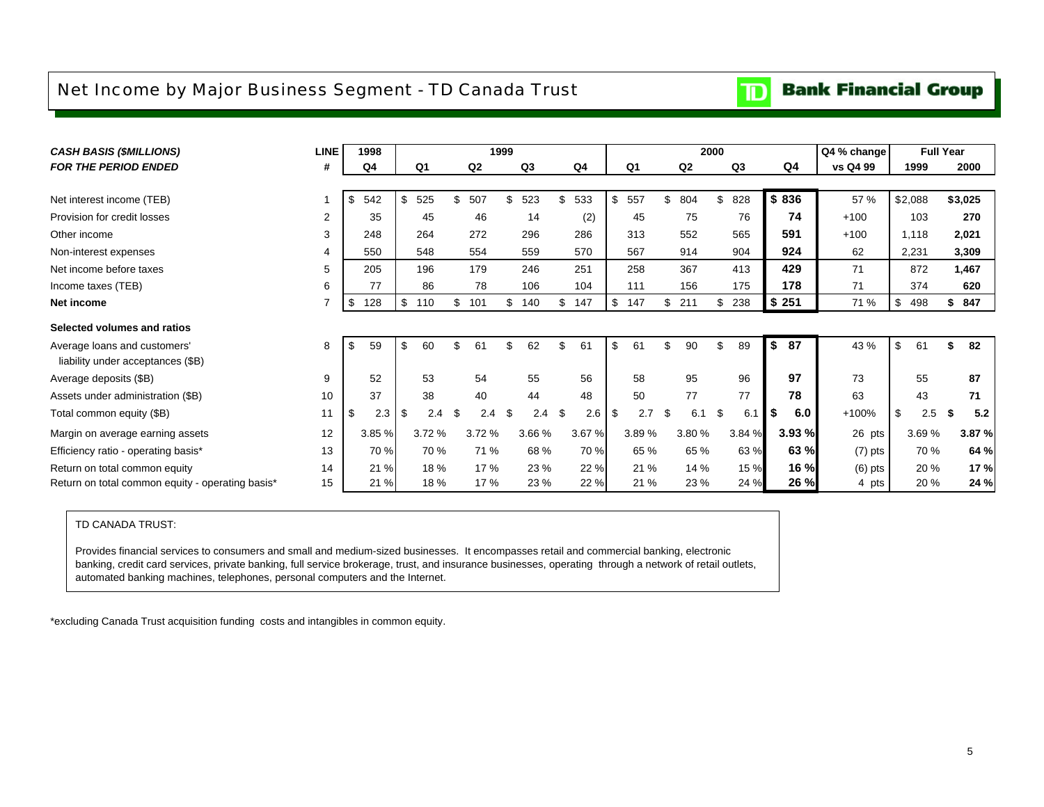# Net Income by Major Business Segment - TD Canada Trust

**TD Bank Financial Group**

| *CASH BASIS ($MILLIONS)* | LINE | 1998 | 1999 | | | | 2000 | | | | Q4 % change | Full Year | |
|---|---|---|---|---|---|---|---|---|---|---|---|---|---|
| *FOR THE PERIOD ENDED* | # | Q4 | Q1 | Q2 | Q3 | Q4 | Q1 | Q2 | Q3 | Q4 | vs Q4 99 | 1999 | 2000 |
| Net interest income (TEB) | 1 | $ 542 | $ 525 | $ 507 | $ 523 | $ 533 | $ 557 | $ 804 | $ 828 | **$ 836** | 57 % | $2,088 | **$3,025** |
| Provision for credit losses | 2 | 35 | 45 | 46 | 14 | (2) | 45 | 75 | 76 | **74** | +100 | 103 | **270** |
| Other income | 3 | 248 | 264 | 272 | 296 | 286 | 313 | 552 | 565 | **591** | +100 | 1,118 | **2,021** |
| Non-interest expenses | 4 | 550 | 548 | 554 | 559 | 570 | 567 | 914 | 904 | **924** | 62 | 2,231 | **3,309** |
| Net income before taxes | 5 | 205 | 196 | 179 | 246 | 251 | 258 | 367 | 413 | **429** | 71 | 872 | **1,467** |
| Income taxes (TEB) | 6 | 77 | 86 | 78 | 106 | 104 | 111 | 156 | 175 | **178** | 71 | 374 | **620** |
| **Net income** | 7 | $ 128 | $ 110 | $ 101 | $ 140 | $ 147 | $ 147 | $ 211 | $ 238 | **$ 251** | 71 % | $ 498 | **$ 847** |
| **Selected volumes and ratios** | | | | | | | | | | | | | |
| Average loans and customers' liability under acceptances ($B) | 8 | $ 59 | $ 60 | $ 61 | $ 62 | $ 61 | $ 61 | $ 90 | $ 89 | **$ 87** | 43 % | $ 61 | **$ 82** |
| Average deposits ($B) | 9 | 52 | 53 | 54 | 55 | 56 | 58 | 95 | 96 | **97** | 73 | 55 | **87** |
| Assets under administration ($B) | 10 | 37 | 38 | 40 | 44 | 48 | 50 | 77 | 77 | **78** | 63 | 43 | **71** |
| Total common equity ($B) | 11 | $ 2.3 | $ 2.4 | $ 2.4 | $ 2.4 | $ 2.6 | $ 2.7 | $ 6.1 | $ 6.1 | **$ 6.0** | +100% | $ 2.5 | **$ 5.2** |
| Margin on average earning assets | 12 | 3.85 % | 3.72 % | 3.72 % | 3.66 % | 3.67 % | 3.89 % | 3.80 % | 3.84 % | **3.93 %** | 26 pts | 3.69 % | **3.87 %** |
| Efficiency ratio - operating basis* | 13 | 70 % | 70 % | 71 % | 68 % | 70 % | 65 % | 65 % | 63 % | **63 %** | (7) pts | 70 % | **64 %** |
| Return on total common equity | 14 | 21 % | 18 % | 17 % | 23 % | 22 % | 21 % | 14 % | 15 % | **16 %** | (6) pts | 20 % | **17 %** |
| Return on total common equity - operating basis* | 15 | 21 % | 18 % | 17 % | 23 % | 22 % | 21 % | 23 % | 24 % | **26 %** | 4 pts | 20 % | **24 %** |

TD CANADA TRUST:

Provides financial services to consumers and small and medium-sized businesses. It encompasses retail and commercial banking, electronic banking, credit card services, private banking, full service brokerage, trust, and insurance businesses, operating through a network of retail outlets, automated banking machines, telephones, personal computers and the Internet.

*excluding Canada Trust acquisition funding costs and intangibles in common equity.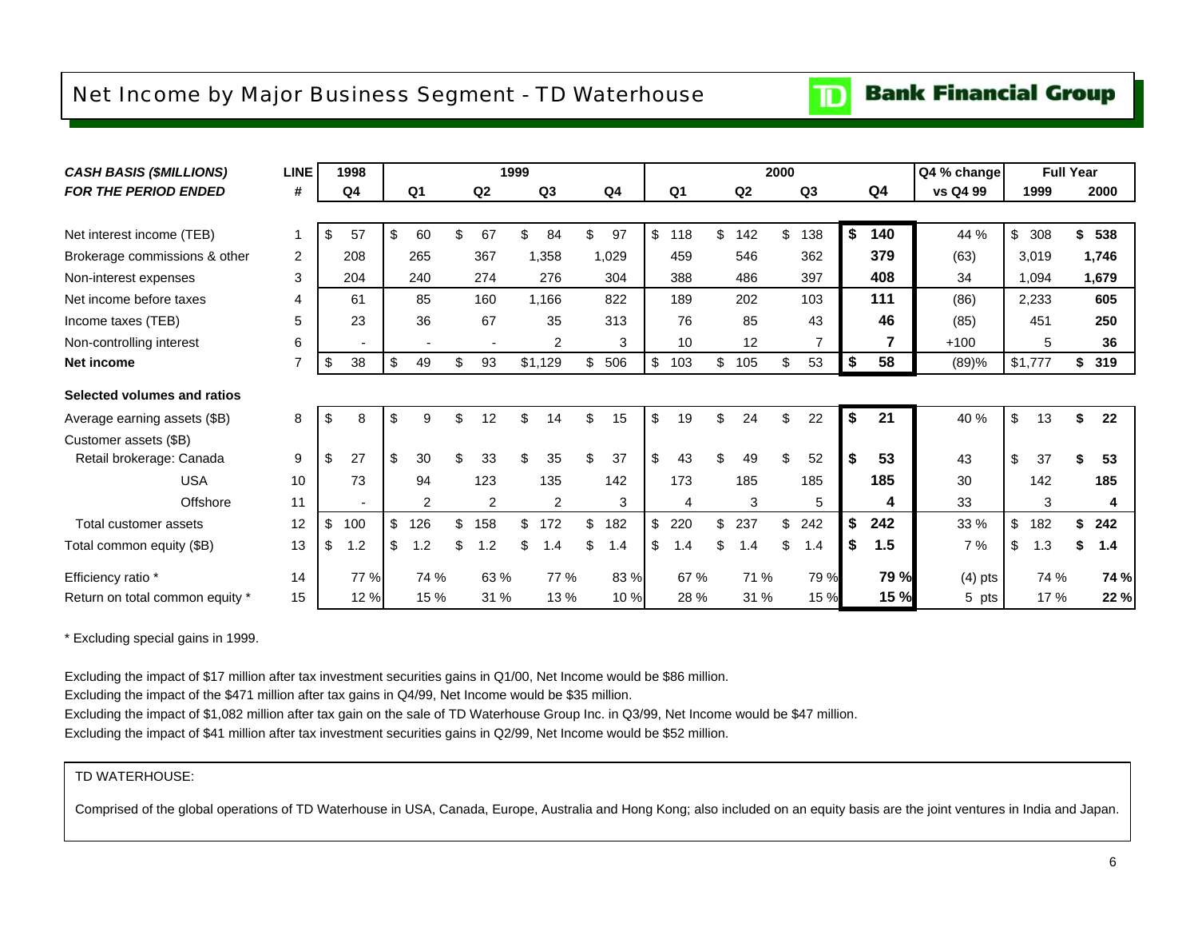# Net Income by Major Business Segment - TD Waterhouse

TD Bank Financial Group

| *CASH BASIS ($MILLIONS)* | LINE | 1998 | 1999 | | | | 2000 | | | | Q4 % change | Full Year | |
|---|---|---|---|---|---|---|---|---|---|---|---|---|---|
| *FOR THE PERIOD ENDED* | # | Q4 | Q1 | Q2 | Q3 | Q4 | Q1 | Q2 | Q3 | Q4 | vs Q4 99 | 1999 | 2000 |
| Net interest income (TEB) | 1 | $ 57 | $ 60 | $ 67 | $ 84 | $ 97 | $ 118 | $ 142 | $ 138 | **$ 140** | 44 % | $ 308 | **$ 538** |
| Brokerage commissions & other | 2 | 208 | 265 | 367 | 1,358 | 1,029 | 459 | 546 | 362 | **379** | (63) | 3,019 | **1,746** |
| Non-interest expenses | 3 | 204 | 240 | 274 | 276 | 304 | 388 | 486 | 397 | **408** | 34 | 1,094 | **1,679** |
| Net income before taxes | 4 | 61 | 85 | 160 | 1,166 | 822 | 189 | 202 | 103 | **111** | (86) | 2,233 | **605** |
| Income taxes (TEB) | 5 | 23 | 36 | 67 | 35 | 313 | 76 | 85 | 43 | **46** | (85) | 451 | **250** |
| Non-controlling interest | 6 | - | - | - | 2 | 3 | 10 | 12 | 7 | **7** | +100 | 5 | **36** |
| **Net income** | 7 | $ 38 | $ 49 | $ 93 | $1,129 | $ 506 | $ 103 | $ 105 | $ 53 | **$ 58** | (89)% | $1,777 | **$ 319** |
| **Selected volumes and ratios** | | | | | | | | | | | | | |
| Average earning assets ($B) | 8 | $ 8 | $ 9 | $ 12 | $ 14 | $ 15 | $ 19 | $ 24 | $ 22 | **$ 21** | 40 % | $ 13 | **$ 22** |
| Customer assets ($B) | | | | | | | | | | | | | |
| Retail brokerage: Canada | 9 | $ 27 | $ 30 | $ 33 | $ 35 | $ 37 | $ 43 | $ 49 | $ 52 | **$ 53** | 43 | $ 37 | **$ 53** |
| USA | 10 | 73 | 94 | 123 | 135 | 142 | 173 | 185 | 185 | **185** | 30 | 142 | **185** |
| Offshore | 11 | - | 2 | 2 | 2 | 3 | 4 | 3 | 5 | **4** | 33 | 3 | **4** |
| Total customer assets | 12 | $ 100 | $ 126 | $ 158 | $ 172 | $ 182 | $ 220 | $ 237 | $ 242 | **$ 242** | 33 % | $ 182 | **$ 242** |
| Total common equity ($B) | 13 | $ 1.2 | $ 1.2 | $ 1.2 | $ 1.4 | $ 1.4 | $ 1.4 | $ 1.4 | $ 1.4 | **$ 1.5** | 7 % | $ 1.3 | **$ 1.4** |
| Efficiency ratio * | 14 | 77 % | 74 % | 63 % | 77 % | 83 % | 67 % | 71 % | 79 % | **79 %** | (4) pts | 74 % | **74 %** |
| Return on total common equity * | 15 | 12 % | 15 % | 31 % | 13 % | 10 % | 28 % | 31 % | 15 % | **15 %** | 5 pts | 17 % | **22 %** |

\* Excluding special gains in 1999.

Excluding the impact of $17 million after tax investment securities gains in Q1/00, Net Income would be $86 million.

Excluding the impact of the $471 million after tax gains in Q4/99, Net Income would be $35 million.

Excluding the impact of $1,082 million after tax gain on the sale of TD Waterhouse Group Inc. in Q3/99, Net Income would be $47 million.

Excluding the impact of $41 million after tax investment securities gains in Q2/99, Net Income would be $52 million.

TD WATERHOUSE:

Comprised of the global operations of TD Waterhouse in USA, Canada, Europe, Australia and Hong Kong; also included on an equity basis are the joint ventures in India and Japan.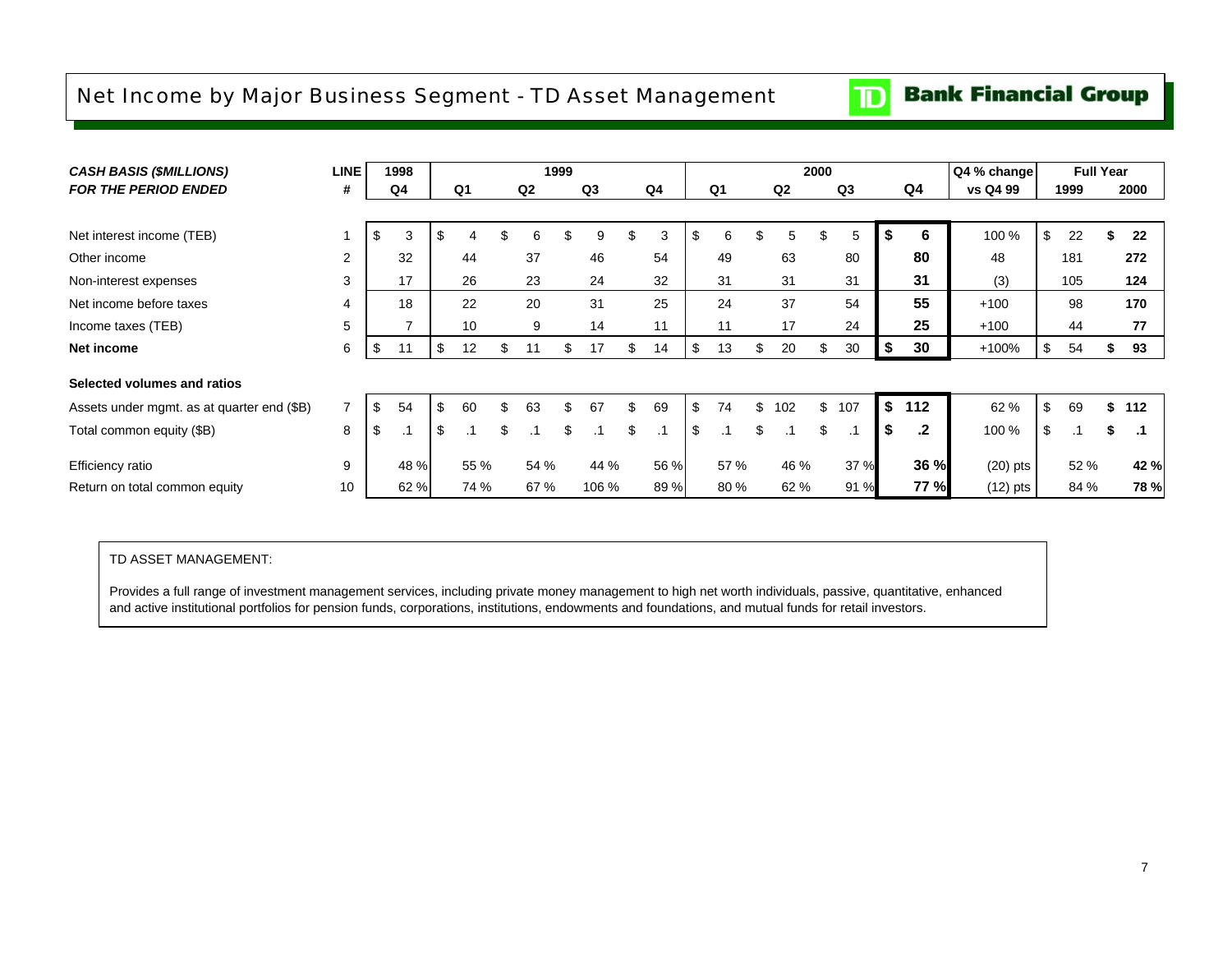# Net Income by Major Business Segment - TD Asset Management

**TD Bank Financial Group**

| *CASH BASIS ($MILLIONS)* *FOR THE PERIOD ENDED* | LINE # | 1998 Q4 | 1999 Q1 | 1999 Q2 | 1999 Q3 | 1999 Q4 | 2000 Q1 | 2000 Q2 | 2000 Q3 | 2000 Q4 | Q4 % change vs Q4 99 | Full Year 1999 | Full Year 2000 |
|---|---|---|---|---|---|---|---|---|---|---|---|---|---|
| Net interest income (TEB) | 1 | $ 3 | $ 4 | $ 6 | $ 9 | $ 3 | $ 6 | $ 5 | $ 5 | **$ 6** | 100 % | $ 22 | **$ 22** |
| Other income | 2 | 32 | 44 | 37 | 46 | 54 | 49 | 63 | 80 | **80** | 48 | 181 | **272** |
| Non-interest expenses | 3 | 17 | 26 | 23 | 24 | 32 | 31 | 31 | 31 | **31** | (3) | 105 | **124** |
| Net income before taxes | 4 | 18 | 22 | 20 | 31 | 25 | 24 | 37 | 54 | **55** | +100 | 98 | **170** |
| Income taxes (TEB) | 5 | 7 | 10 | 9 | 14 | 11 | 11 | 17 | 24 | **25** | +100 | 44 | **77** |
| **Net income** | 6 | $ 11 | $ 12 | $ 11 | $ 17 | $ 14 | $ 13 | $ 20 | $ 30 | **$ 30** | +100% | $ 54 | **$ 93** |
| **Selected volumes and ratios** | | | | | | | | | | | | | |
| Assets under mgmt. as at quarter end ($B) | 7 | $ 54 | $ 60 | $ 63 | $ 67 | $ 69 | $ 74 | $ 102 | $ 107 | **$ 112** | 62 % | $ 69 | **$ 112** |
| Total common equity ($B) | 8 | $ .1 | $ .1 | $ .1 | $ .1 | $ .1 | $ .1 | $ .1 | $ .1 | **$ .2** | 100 % | $ .1 | **$ .1** |
| Efficiency ratio | 9 | 48 % | 55 % | 54 % | 44 % | 56 % | 57 % | 46 % | 37 % | **36 %** | (20) pts | 52 % | **42 %** |
| Return on total common equity | 10 | 62 % | 74 % | 67 % | 106 % | 89 % | 80 % | 62 % | 91 % | **77 %** | (12) pts | 84 % | **78 %** |

TD ASSET MANAGEMENT:

Provides a full range of investment management services, including private money management to high net worth individuals, passive, quantitative, enhanced and active institutional portfolios for pension funds, corporations, institutions, endowments and foundations, and mutual funds for retail investors.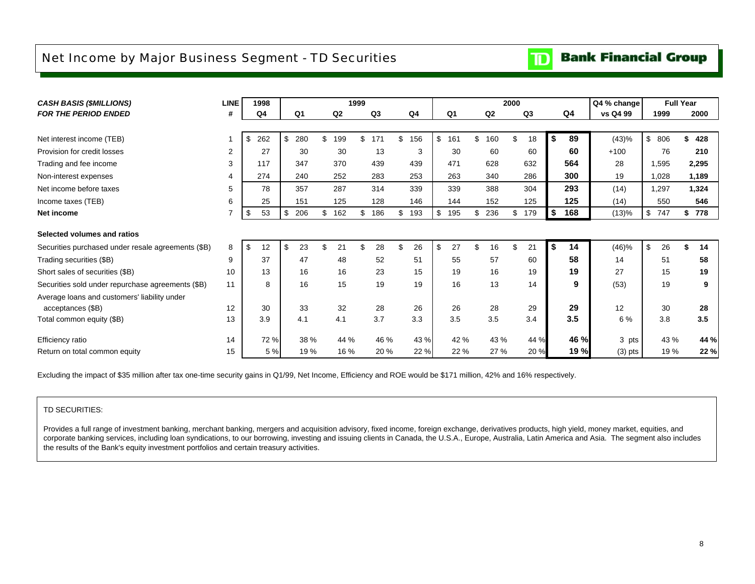# Net Income by Major Business Segment - TD Securities

| *CASH BASIS ($MILLIONS)* *FOR THE PERIOD ENDED* | LINE # | 1998 Q4 | 1999 Q1 | 1999 Q2 | 1999 Q3 | 1999 Q4 | 2000 Q1 | 2000 Q2 | 2000 Q3 | 2000 Q4 | Q4 % change vs Q4 99 | Full Year 1999 | Full Year 2000 |
|---|---|---|---|---|---|---|---|---|---|---|---|---|---|
| Net interest income (TEB) | 1 | $ 262 | $ 280 | $ 199 | $ 171 | $ 156 | $ 161 | $ 160 | $ 18 | **$ 89** | (43)% | $ 806 | **$ 428** |
| Provision for credit losses | 2 | 27 | 30 | 30 | 13 | 3 | 30 | 60 | 60 | **60** | +100 | 76 | **210** |
| Trading and fee income | 3 | 117 | 347 | 370 | 439 | 439 | 471 | 628 | 632 | **564** | 28 | 1,595 | **2,295** |
| Non-interest expenses | 4 | 274 | 240 | 252 | 283 | 253 | 263 | 340 | 286 | **300** | 19 | 1,028 | **1,189** |
| Net income before taxes | 5 | 78 | 357 | 287 | 314 | 339 | 339 | 388 | 304 | **293** | (14) | 1,297 | **1,324** |
| Income taxes (TEB) | 6 | 25 | 151 | 125 | 128 | 146 | 144 | 152 | 125 | **125** | (14) | 550 | **546** |
| **Net income** | 7 | $ 53 | $ 206 | $ 162 | $ 186 | $ 193 | $ 195 | $ 236 | $ 179 | **$ 168** | (13)% | $ 747 | **$ 778** |
| **Selected volumes and ratios** | | | | | | | | | | | | | |
| Securities purchased under resale agreements ($B) | 8 | $ 12 | $ 23 | $ 21 | $ 28 | $ 26 | $ 27 | $ 16 | $ 21 | **$ 14** | (46)% | $ 26 | **$ 14** |
| Trading securities ($B) | 9 | 37 | 47 | 48 | 52 | 51 | 55 | 57 | 60 | **58** | 14 | 51 | **58** |
| Short sales of securities ($B) | 10 | 13 | 16 | 16 | 23 | 15 | 19 | 16 | 19 | **19** | 27 | 15 | **19** |
| Securities sold under repurchase agreements ($B) | 11 | 8 | 16 | 15 | 19 | 19 | 16 | 13 | 14 | **9** | (53) | 19 | **9** |
| Average loans and customers' liability under acceptances ($B) | 12 | 30 | 33 | 32 | 28 | 26 | 26 | 28 | 29 | **29** | 12 | 30 | **28** |
| Total common equity ($B) | 13 | 3.9 | 4.1 | 4.1 | 3.7 | 3.3 | 3.5 | 3.5 | 3.4 | **3.5** | 6 % | 3.8 | **3.5** |
| Efficiency ratio | 14 | 72 % | 38 % | 44 % | 46 % | 43 % | 42 % | 43 % | 44 % | **46 %** | 3 pts | 43 % | **44 %** |
| Return on total common equity | 15 | 5 % | 19 % | 16 % | 20 % | 22 % | 22 % | 27 % | 20 % | **19 %** | (3) pts | 19 % | **22 %** |

Excluding the impact of $35 million after tax one-time security gains in Q1/99, Net Income, Efficiency and ROE would be $171 million, 42% and 16% respectively.

TD SECURITIES:

Provides a full range of investment banking, merchant banking, mergers and acquisition advisory, fixed income, foreign exchange, derivatives products, high yield, money market, equities, and corporate banking services, including loan syndications, to our borrowing, investing and issuing clients in Canada, the U.S.A., Europe, Australia, Latin America and Asia. The segment also includes the results of the Bank's equity investment portfolios and certain treasury activities.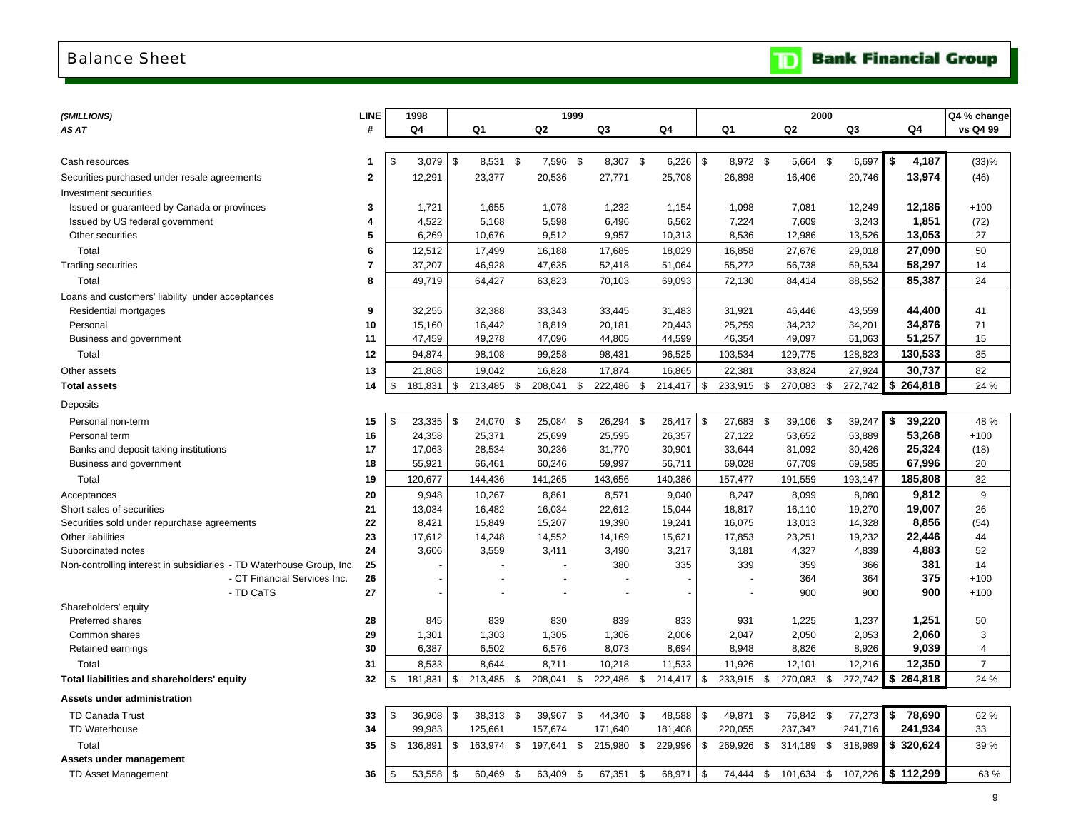# Balance Sheet

TD Bank Financial Group

| (\$MILLIONS) AS AT | LINE # | 1998 Q4 | 1999 Q1 | 1999 Q2 | 1999 Q3 | 1999 Q4 | 2000 Q1 | 2000 Q2 | 2000 Q3 | 2000 Q4 | Q4 % change vs Q4 99 |
|---|---|---|---|---|---|---|---|---|---|---|---|
| Cash resources | 1 | $ 3,079 | $ 8,531 | $ 7,596 | $ 8,307 | $ 6,226 | $ 8,972 | $ 5,664 | $ 6,697 | **$ 4,187** | (33)% |
| Securities purchased under resale agreements | 2 | 12,291 | 23,377 | 20,536 | 27,771 | 25,708 | 26,898 | 16,406 | 20,746 | **13,974** | (46) |
| Investment securities | | | | | | | | | | | |
| Issued or guaranteed by Canada or provinces | 3 | 1,721 | 1,655 | 1,078 | 1,232 | 1,154 | 1,098 | 7,081 | 12,249 | **12,186** | +100 |
| Issued by US federal government | 4 | 4,522 | 5,168 | 5,598 | 6,496 | 6,562 | 7,224 | 7,609 | 3,243 | **1,851** | (72) |
| Other securities | 5 | 6,269 | 10,676 | 9,512 | 9,957 | 10,313 | 8,536 | 12,986 | 13,526 | **13,053** | 27 |
| Total | 6 | 12,512 | 17,499 | 16,188 | 17,685 | 18,029 | 16,858 | 27,676 | 29,018 | **27,090** | 50 |
| Trading securities | 7 | 37,207 | 46,928 | 47,635 | 52,418 | 51,064 | 55,272 | 56,738 | 59,534 | **58,297** | 14 |
| Total | 8 | 49,719 | 64,427 | 63,823 | 70,103 | 69,093 | 72,130 | 84,414 | 88,552 | **85,387** | 24 |
| Loans and customers' liability under acceptances | | | | | | | | | | | |
| Residential mortgages | 9 | 32,255 | 32,388 | 33,343 | 33,445 | 31,483 | 31,921 | 46,446 | 43,559 | **44,400** | 41 |
| Personal | 10 | 15,160 | 16,442 | 18,819 | 20,181 | 20,443 | 25,259 | 34,232 | 34,201 | **34,876** | 71 |
| Business and government | 11 | 47,459 | 49,278 | 47,096 | 44,805 | 44,599 | 46,354 | 49,097 | 51,063 | **51,257** | 15 |
| Total | 12 | 94,874 | 98,108 | 99,258 | 98,431 | 96,525 | 103,534 | 129,775 | 128,823 | **130,533** | 35 |
| Other assets | 13 | 21,868 | 19,042 | 16,828 | 17,874 | 16,865 | 22,381 | 33,824 | 27,924 | **30,737** | 82 |
| **Total assets** | 14 | $ 181,831 | $ 213,485 | $ 208,041 | $ 222,486 | $ 214,417 | $ 233,915 | $ 270,083 | $ 272,742 | **$ 264,818** | 24 % |
| Deposits | | | | | | | | | | | |
| Personal non-term | 15 | $ 23,335 | $ 24,070 | $ 25,084 | $ 26,294 | $ 26,417 | $ 27,683 | $ 39,106 | $ 39,247 | **$ 39,220** | 48 % |
| Personal term | 16 | 24,358 | 25,371 | 25,699 | 25,595 | 26,357 | 27,122 | 53,652 | 53,889 | **53,268** | +100 |
| Banks and deposit taking institutions | 17 | 17,063 | 28,534 | 30,236 | 31,770 | 30,901 | 33,644 | 31,092 | 30,426 | **25,324** | (18) |
| Business and government | 18 | 55,921 | 66,461 | 60,246 | 59,997 | 56,711 | 69,028 | 67,709 | 69,585 | **67,996** | 20 |
| Total | 19 | 120,677 | 144,436 | 141,265 | 143,656 | 140,386 | 157,477 | 191,559 | 193,147 | **185,808** | 32 |
| Acceptances | 20 | 9,948 | 10,267 | 8,861 | 8,571 | 9,040 | 8,247 | 8,099 | 8,080 | **9,812** | 9 |
| Short sales of securities | 21 | 13,034 | 16,482 | 16,034 | 22,612 | 15,044 | 18,817 | 16,110 | 19,270 | **19,007** | 26 |
| Securities sold under repurchase agreements | 22 | 8,421 | 15,849 | 15,207 | 19,390 | 19,241 | 16,075 | 13,013 | 14,328 | **8,856** | (54) |
| Other liabilities | 23 | 17,612 | 14,248 | 14,552 | 14,169 | 15,621 | 17,853 | 23,251 | 19,232 | **22,446** | 44 |
| Subordinated notes | 24 | 3,606 | 3,559 | 3,411 | 3,490 | 3,217 | 3,181 | 4,327 | 4,839 | **4,883** | 52 |
| Non-controlling interest in subsidiaries - TD Waterhouse Group, Inc. | 25 | - | - | - | 380 | 335 | 339 | 359 | 366 | **381** | 14 |
| - CT Financial Services Inc. | 26 | - | - | - | - | - | - | 364 | 364 | **375** | +100 |
| - TD CaTS | 27 | - | - | - | - | - | - | 900 | 900 | **900** | +100 |
| Shareholders' equity | | | | | | | | | | | |
| Preferred shares | 28 | 845 | 839 | 830 | 839 | 833 | 931 | 1,225 | 1,237 | **1,251** | 50 |
| Common shares | 29 | 1,301 | 1,303 | 1,305 | 1,306 | 2,006 | 2,047 | 2,050 | 2,053 | **2,060** | 3 |
| Retained earnings | 30 | 6,387 | 6,502 | 6,576 | 8,073 | 8,694 | 8,948 | 8,826 | 8,926 | **9,039** | 4 |
| Total | 31 | 8,533 | 8,644 | 8,711 | 10,218 | 11,533 | 11,926 | 12,101 | 12,216 | **12,350** | 7 |
| **Total liabilities and shareholders' equity** | 32 | $ 181,831 | $ 213,485 | $ 208,041 | $ 222,486 | $ 214,417 | $ 233,915 | $ 270,083 | $ 272,742 | **$ 264,818** | 24 % |
| **Assets under administration** | | | | | | | | | | | |
| TD Canada Trust | 33 | $ 36,908 | $ 38,313 | $ 39,967 | $ 44,340 | $ 48,588 | $ 49,871 | $ 76,842 | $ 77,273 | **$ 78,690** | 62 % |
| TD Waterhouse | 34 | 99,983 | 125,661 | 157,674 | 171,640 | 181,408 | 220,055 | 237,347 | 241,716 | **241,934** | 33 |
| Total | 35 | $ 136,891 | $ 163,974 | $ 197,641 | $ 215,980 | $ 229,996 | $ 269,926 | $ 314,189 | $ 318,989 | **$ 320,624** | 39 % |
| **Assets under management** | | | | | | | | | | | |
| TD Asset Management | 36 | $ 53,558 | $ 60,469 | $ 63,409 | $ 67,351 | $ 68,971 | $ 74,444 | $ 101,634 | $ 107,226 | **$ 112,299** | 63 % |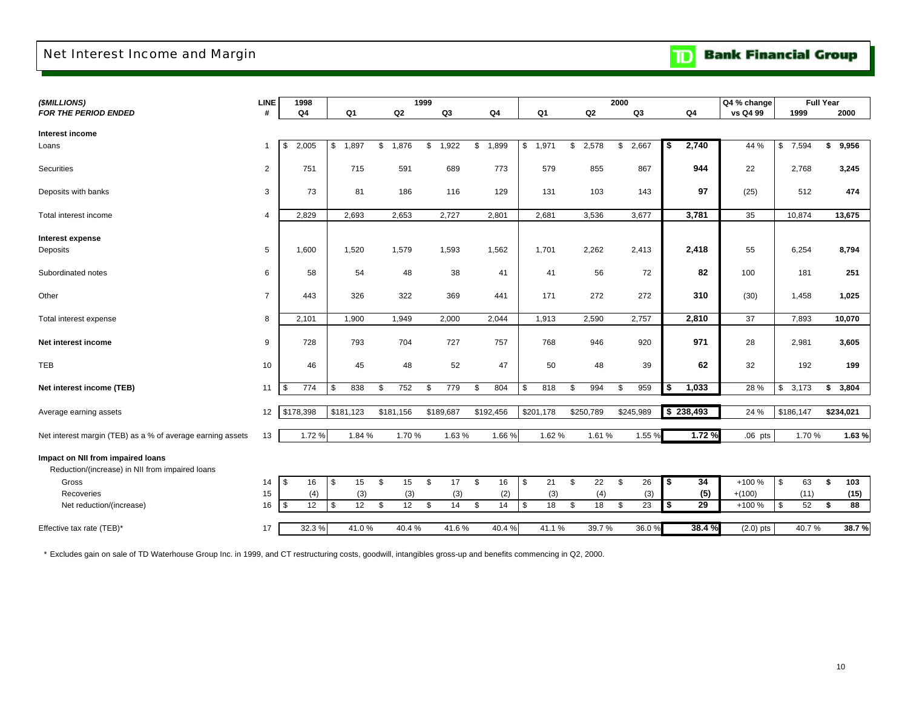# Net Interest Income and Margin

TD Bank Financial Group

| *($MILLIONS)* | LINE | 1998 | 1999 | | | | 2000 | | | | Q4 % change | Full Year | |
|---|---|---|---|---|---|---|---|---|---|---|---|---|---|
| ***FOR THE PERIOD ENDED*** | # | Q4 | Q1 | Q2 | Q3 | Q4 | Q1 | Q2 | Q3 | Q4 | vs Q4 99 | 1999 | 2000 |
| **Interest income** | | | | | | | | | | | | | |
| Loans | 1 | $ 2,005 | $ 1,897 | $ 1,876 | $ 1,922 | $ 1,899 | $ 1,971 | $ 2,578 | $ 2,667 | **$ 2,740** | 44 % | $ 7,594 | **$ 9,956** |
| Securities | 2 | 751 | 715 | 591 | 689 | 773 | 579 | 855 | 867 | **944** | 22 | 2,768 | **3,245** |
| Deposits with banks | 3 | 73 | 81 | 186 | 116 | 129 | 131 | 103 | 143 | **97** | (25) | 512 | **474** |
| Total interest income | 4 | 2,829 | 2,693 | 2,653 | 2,727 | 2,801 | 2,681 | 3,536 | 3,677 | **3,781** | 35 | 10,874 | **13,675** |
| **Interest expense** | | | | | | | | | | | | | |
| Deposits | 5 | 1,600 | 1,520 | 1,579 | 1,593 | 1,562 | 1,701 | 2,262 | 2,413 | **2,418** | 55 | 6,254 | **8,794** |
| Subordinated notes | 6 | 58 | 54 | 48 | 38 | 41 | 41 | 56 | 72 | **82** | 100 | 181 | **251** |
| Other | 7 | 443 | 326 | 322 | 369 | 441 | 171 | 272 | 272 | **310** | (30) | 1,458 | **1,025** |
| Total interest expense | 8 | 2,101 | 1,900 | 1,949 | 2,000 | 2,044 | 1,913 | 2,590 | 2,757 | **2,810** | 37 | 7,893 | **10,070** |
| **Net interest income** | 9 | 728 | 793 | 704 | 727 | 757 | 768 | 946 | 920 | **971** | 28 | 2,981 | **3,605** |
| TEB | 10 | 46 | 45 | 48 | 52 | 47 | 50 | 48 | 39 | **62** | 32 | 192 | **199** |
| **Net interest income (TEB)** | 11 | $ 774 | $ 838 | $ 752 | $ 779 | $ 804 | $ 818 | $ 994 | $ 959 | **$ 1,033** | 28 % | $ 3,173 | **$ 3,804** |
| Average earning assets | 12 | $178,398 | $181,123 | $181,156 | $189,687 | $192,456 | $201,178 | $250,789 | $245,989 | **$ 238,493** | 24 % | $186,147 | **$234,021** |
| Net interest margin (TEB) as a % of average earning assets | 13 | 1.72 % | 1.84 % | 1.70 % | 1.63 % | 1.66 % | 1.62 % | 1.61 % | 1.55 % | **1.72 %** | .06 pts | 1.70 % | **1.63 %** |
| **Impact on NII from impaired loans** | | | | | | | | | | | | | |
| Reduction/(increase) in NII from impaired loans | | | | | | | | | | | | | |
| Gross | 14 | $ 16 | $ 15 | $ 15 | $ 17 | $ 16 | $ 21 | $ 22 | $ 26 | **$ 34** | +100 % | $ 63 | **$ 103** |
| Recoveries | 15 | (4) | (3) | (3) | (3) | (2) | (3) | (4) | (3) | **(5)** | +(100) | (11) | **(15)** |
| Net reduction/(increase) | 16 | $ 12 | $ 12 | $ 12 | $ 14 | $ 14 | $ 18 | $ 18 | $ 23 | **$ 29** | +100 % | $ 52 | **$ 88** |
| Effective tax rate (TEB)* | 17 | 32.3 % | 41.0 % | 40.4 % | 41.6 % | 40.4 % | 41.1 % | 39.7 % | 36.0 % | **38.4 %** | (2.0) pts | 40.7 % | **38.7 %** |

\* Excludes gain on sale of TD Waterhouse Group Inc. in 1999, and CT restructuring costs, goodwill, intangibles gross-up and benefits commencing in Q2, 2000.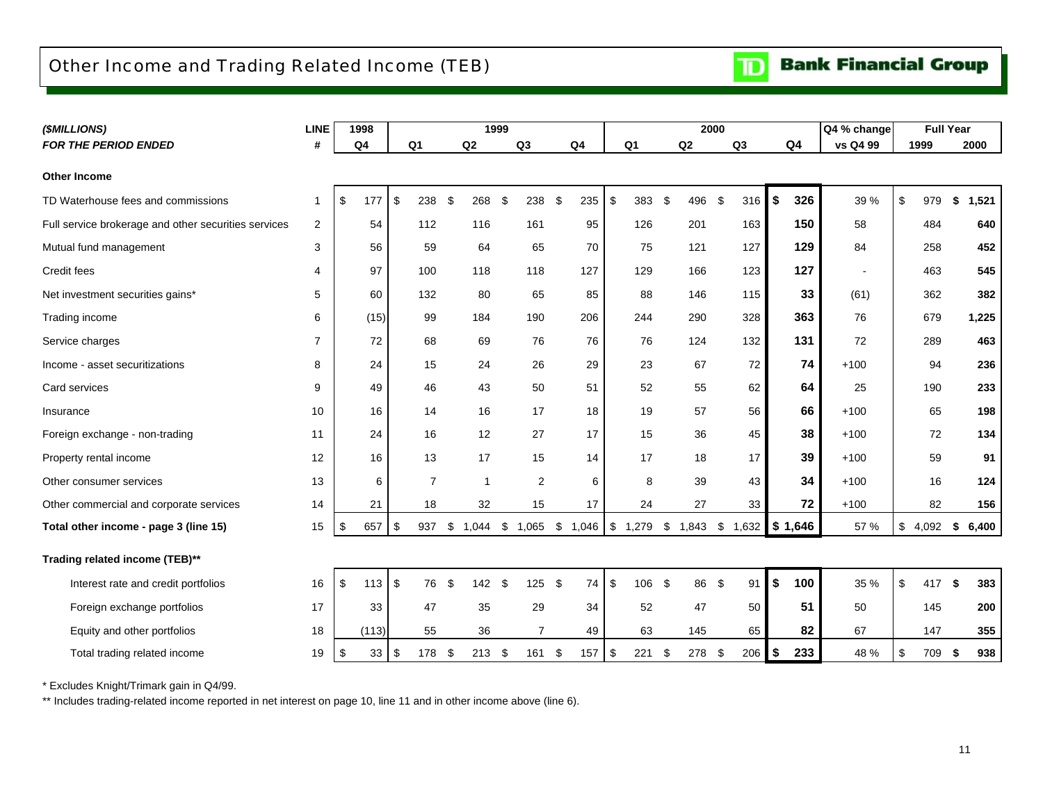# Other Income and Trading Related Income (TEB)

| *($MILLIONS)* | LINE | 1998 | 1999 | | | | 2000 | | | | Q4 % change | Full Year | |
|---|---|---|---|---|---|---|---|---|---|---|---|---|---|
| ***FOR THE PERIOD ENDED*** | **#** | **Q4** | **Q1** | **Q2** | **Q3** | **Q4** | **Q1** | **Q2** | **Q3** | **Q4** | **vs Q4 99** | **1999** | **2000** |
| **Other Income** | | | | | | | | | | | | | |
| TD Waterhouse fees and commissions | 1 | $ 177 | $ 238 | $ 268 | $ 238 | $ 235 | $ 383 | $ 496 | $ 316 | **$ 326** | 39 % | $ 979 | **$ 1,521** |
| Full service brokerage and other securities services | 2 | 54 | 112 | 116 | 161 | 95 | 126 | 201 | 163 | **150** | 58 | 484 | **640** |
| Mutual fund management | 3 | 56 | 59 | 64 | 65 | 70 | 75 | 121 | 127 | **129** | 84 | 258 | **452** |
| Credit fees | 4 | 97 | 100 | 118 | 118 | 127 | 129 | 166 | 123 | **127** | - | 463 | **545** |
| Net investment securities gains* | 5 | 60 | 132 | 80 | 65 | 85 | 88 | 146 | 115 | **33** | (61) | 362 | **382** |
| Trading income | 6 | (15) | 99 | 184 | 190 | 206 | 244 | 290 | 328 | **363** | 76 | 679 | **1,225** |
| Service charges | 7 | 72 | 68 | 69 | 76 | 76 | 76 | 124 | 132 | **131** | 72 | 289 | **463** |
| Income - asset securitizations | 8 | 24 | 15 | 24 | 26 | 29 | 23 | 67 | 72 | **74** | +100 | 94 | **236** |
| Card services | 9 | 49 | 46 | 43 | 50 | 51 | 52 | 55 | 62 | **64** | 25 | 190 | **233** |
| Insurance | 10 | 16 | 14 | 16 | 17 | 18 | 19 | 57 | 56 | **66** | +100 | 65 | **198** |
| Foreign exchange - non-trading | 11 | 24 | 16 | 12 | 27 | 17 | 15 | 36 | 45 | **38** | +100 | 72 | **134** |
| Property rental income | 12 | 16 | 13 | 17 | 15 | 14 | 17 | 18 | 17 | **39** | +100 | 59 | **91** |
| Other consumer services | 13 | 6 | 7 | 1 | 2 | 6 | 8 | 39 | 43 | **34** | +100 | 16 | **124** |
| Other commercial and corporate services | 14 | 21 | 18 | 32 | 15 | 17 | 24 | 27 | 33 | **72** | +100 | 82 | **156** |
| **Total other income - page 3 (line 15)** | 15 | $ 657 | $ 937 | $ 1,044 | $ 1,065 | $ 1,046 | $ 1,279 | $ 1,843 | $ 1,632 | **$ 1,646** | 57 % | $ 4,092 | **$ 6,400** |
| **Trading related income (TEB)**** | | | | | | | | | | | | | |
| Interest rate and credit portfolios | 16 | $ 113 | $ 76 | $ 142 | $ 125 | $ 74 | $ 106 | $ 86 | $ 91 | **$ 100** | 35 % | $ 417 | **$ 383** |
| Foreign exchange portfolios | 17 | 33 | 47 | 35 | 29 | 34 | 52 | 47 | 50 | **51** | 50 | 145 | **200** |
| Equity and other portfolios | 18 | (113) | 55 | 36 | 7 | 49 | 63 | 145 | 65 | **82** | 67 | 147 | **355** |
| Total trading related income | 19 | $ 33 | $ 178 | $ 213 | $ 161 | $ 157 | $ 221 | $ 278 | $ 206 | **$ 233** | 48 % | $ 709 | **$ 938** |

\* Excludes Knight/Trimark gain in Q4/99.

** Includes trading-related income reported in net interest on page 10, line 11 and in other income above (line 6).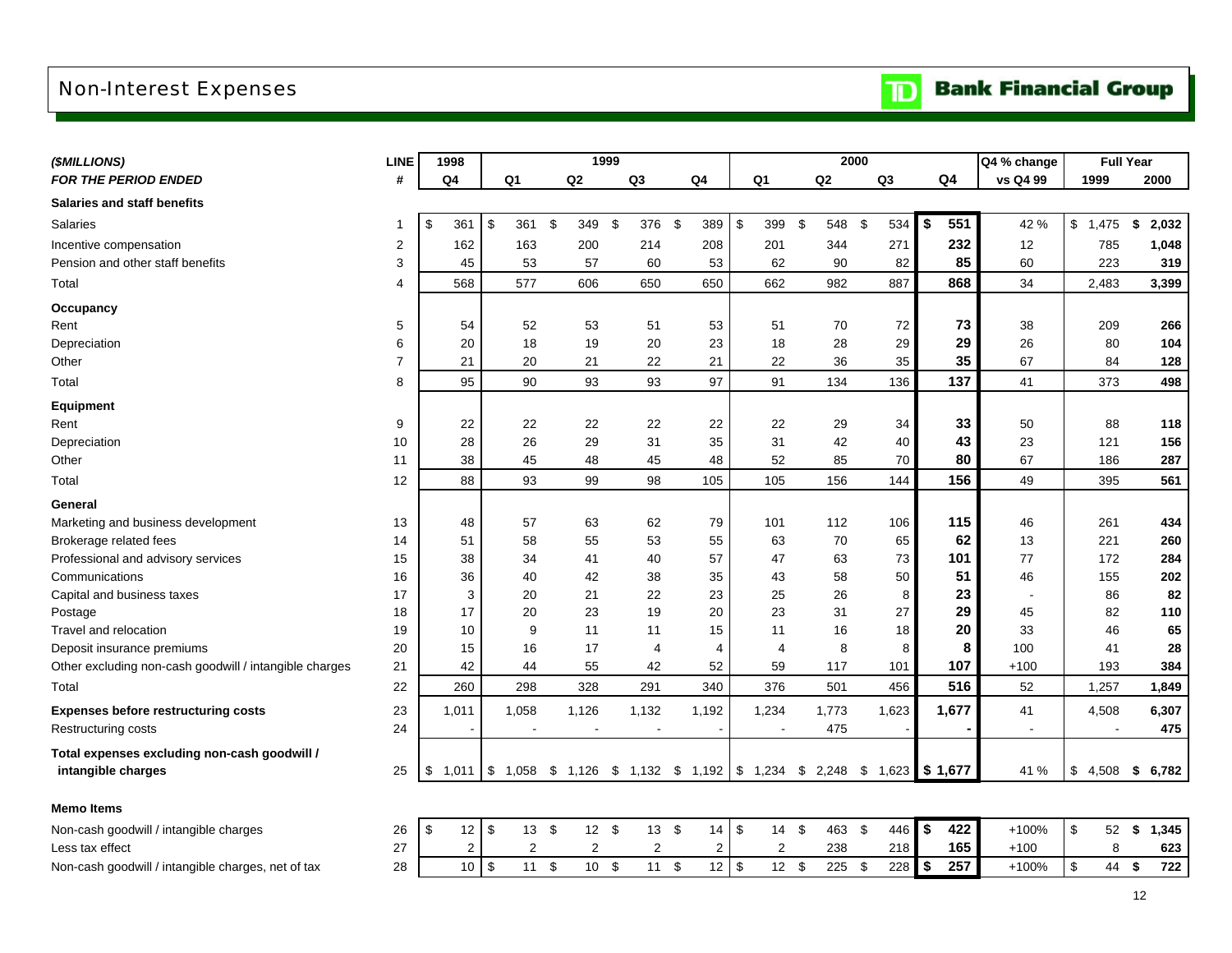# Non-Interest Expenses

TD Bank Financial Group

| *($MILLIONS)* | LINE | 1998 | 1999 | | | | 2000 | | | | Q4 % change | Full Year | |
|---|---|---|---|---|---|---|---|---|---|---|---|---|---|
| *FOR THE PERIOD ENDED* | # | Q4 | Q1 | Q2 | Q3 | Q4 | Q1 | Q2 | Q3 | Q4 | vs Q4 99 | 1999 | 2000 |
| **Salaries and staff benefits** | | | | | | | | | | | | | |
| Salaries | 1 | $ 361 | $ 361 | $ 349 | $ 376 | $ 389 | $ 399 | $ 548 | $ 534 | **$ 551** | 42 % | $ 1,475 | **$ 2,032** |
| Incentive compensation | 2 | 162 | 163 | 200 | 214 | 208 | 201 | 344 | 271 | **232** | 12 | 785 | **1,048** |
| Pension and other staff benefits | 3 | 45 | 53 | 57 | 60 | 53 | 62 | 90 | 82 | **85** | 60 | 223 | **319** |
| Total | 4 | 568 | 577 | 606 | 650 | 650 | 662 | 982 | 887 | **868** | 34 | 2,483 | **3,399** |
| **Occupancy** | | | | | | | | | | | | | |
| Rent | 5 | 54 | 52 | 53 | 51 | 53 | 51 | 70 | 72 | **73** | 38 | 209 | **266** |
| Depreciation | 6 | 20 | 18 | 19 | 20 | 23 | 18 | 28 | 29 | **29** | 26 | 80 | **104** |
| Other | 7 | 21 | 20 | 21 | 22 | 21 | 22 | 36 | 35 | **35** | 67 | 84 | **128** |
| Total | 8 | 95 | 90 | 93 | 93 | 97 | 91 | 134 | 136 | **137** | 41 | 373 | **498** |
| **Equipment** | | | | | | | | | | | | | |
| Rent | 9 | 22 | 22 | 22 | 22 | 22 | 22 | 29 | 34 | **33** | 50 | 88 | **118** |
| Depreciation | 10 | 28 | 26 | 29 | 31 | 35 | 31 | 42 | 40 | **43** | 23 | 121 | **156** |
| Other | 11 | 38 | 45 | 48 | 45 | 48 | 52 | 85 | 70 | **80** | 67 | 186 | **287** |
| Total | 12 | 88 | 93 | 99 | 98 | 105 | 105 | 156 | 144 | **156** | 49 | 395 | **561** |
| **General** | | | | | | | | | | | | | |
| Marketing and business development | 13 | 48 | 57 | 63 | 62 | 79 | 101 | 112 | 106 | **115** | 46 | 261 | **434** |
| Brokerage related fees | 14 | 51 | 58 | 55 | 53 | 55 | 63 | 70 | 65 | **62** | 13 | 221 | **260** |
| Professional and advisory services | 15 | 38 | 34 | 41 | 40 | 57 | 47 | 63 | 73 | **101** | 77 | 172 | **284** |
| Communications | 16 | 36 | 40 | 42 | 38 | 35 | 43 | 58 | 50 | **51** | 46 | 155 | **202** |
| Capital and business taxes | 17 | 3 | 20 | 21 | 22 | 23 | 25 | 26 | 8 | **23** | - | 86 | **82** |
| Postage | 18 | 17 | 20 | 23 | 19 | 20 | 23 | 31 | 27 | **29** | 45 | 82 | **110** |
| Travel and relocation | 19 | 10 | 9 | 11 | 11 | 15 | 11 | 16 | 18 | **20** | 33 | 46 | **65** |
| Deposit insurance premiums | 20 | 15 | 16 | 17 | 4 | 4 | 4 | 8 | 8 | **8** | 100 | 41 | **28** |
| Other excluding non-cash goodwill / intangible charges | 21 | 42 | 44 | 55 | 42 | 52 | 59 | 117 | 101 | **107** | +100 | 193 | **384** |
| Total | 22 | 260 | 298 | 328 | 291 | 340 | 376 | 501 | 456 | **516** | 52 | 1,257 | **1,849** |
| **Expenses before restructuring costs** | 23 | 1,011 | 1,058 | 1,126 | 1,132 | 1,192 | 1,234 | 1,773 | 1,623 | **1,677** | 41 | 4,508 | **6,307** |
| Restructuring costs | 24 | - | - | - | - | - | - | 475 | - | **-** | - | - | **475** |
| **Total expenses excluding non-cash goodwill / intangible charges** | 25 | $ 1,011 | $ 1,058 | $ 1,126 | $ 1,132 | $ 1,192 | $ 1,234 | $ 2,248 | $ 1,623 | **$ 1,677** | 41 % | $ 4,508 | **$ 6,782** |
| **Memo Items** | | | | | | | | | | | | | |
| Non-cash goodwill / intangible charges | 26 | $ 12 | $ 13 | $ 12 | $ 13 | $ 14 | $ 14 | $ 463 | $ 446 | **$ 422** | +100% | $ 52 | **$ 1,345** |
| Less tax effect | 27 | 2 | 2 | 2 | 2 | 2 | 2 | 238 | 218 | **165** | +100 | 8 | **623** |
| Non-cash goodwill / intangible charges, net of tax | 28 | 10 | $ 11 | $ 10 | $ 11 | $ 12 | $ 12 | $ 225 | $ 228 | **$ 257** | +100% | $ 44 | **$ 722** |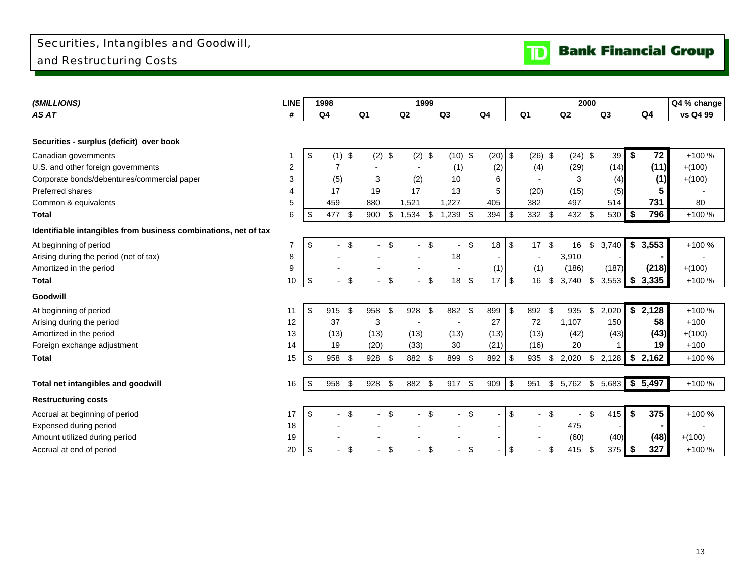# Securities, Intangibles and Goodwill, and Restructuring Costs

**TD Bank Financial Group**

| ***($MILLIONS)*** | **LINE** | **1998** | | **1999** | | | **2000** | | | | **Q4 % change** |
|---|---|---|---|---|---|---|---|---|---|---|---|
| ***AS AT*** | **#** | **Q4** | **Q1** | **Q2** | **Q3** | **Q4** | **Q1** | **Q2** | **Q3** | **Q4** | **vs Q4 99** |
| **Securities - surplus (deficit) over book** | | | | | | | | | | | |
| Canadian governments | 1 | $ (1) | $ (2) | $ (2) | $ (10) | $ (20) | $ (26) | $ (24) | $ 39 | **$ 72** | +100 % |
| U.S. and other foreign governments | 2 | 7 | - | - | (1) | (2) | (4) | (29) | (14) | **(11)** | +(100) |
| Corporate bonds/debentures/commercial paper | 3 | (5) | 3 | (2) | 10 | 6 | - | 3 | (4) | **(1)** | +(100) |
| Preferred shares | 4 | 17 | 19 | 17 | 13 | 5 | (20) | (15) | (5) | **5** | - |
| Common & equivalents | 5 | 459 | 880 | 1,521 | 1,227 | 405 | 382 | 497 | 514 | **731** | 80 |
| **Total** | 6 | $ 477 | $ 900 | $ 1,534 | $ 1,239 | $ 394 | $ 332 | $ 432 | $ 530 | **$ 796** | +100 % |
| **Identifiable intangibles from business combinations, net of tax** | | | | | | | | | | | |
| At beginning of period | 7 | $ - | $ - | $ - | $ - | $ 18 | $ 17 | $ 16 | $ 3,740 | **$ 3,553** | +100 % |
| Arising during the period (net of tax) | 8 | - | - | - | 18 | - | - | 3,910 | - | **-** | - |
| Amortized in the period | 9 | - | - | - | - | (1) | (1) | (186) | (187) | **(218)** | +(100) |
| **Total** | 10 | $ - | $ - | $ - | $ 18 | $ 17 | $ 16 | $ 3,740 | $ 3,553 | **$ 3,335** | +100 % |
| **Goodwill** | | | | | | | | | | | |
| At beginning of period | 11 | $ 915 | $ 958 | $ 928 | $ 882 | $ 899 | $ 892 | $ 935 | $ 2,020 | **$ 2,128** | +100 % |
| Arising during the period | 12 | 37 | 3 | - | - | 27 | 72 | 1,107 | 150 | **58** | +100 |
| Amortized in the period | 13 | (13) | (13) | (13) | (13) | (13) | (13) | (42) | (43) | **(43)** | +(100) |
| Foreign exchange adjustment | 14 | 19 | (20) | (33) | 30 | (21) | (16) | 20 | 1 | **19** | +100 |
| **Total** | 15 | $ 958 | $ 928 | $ 882 | $ 899 | $ 892 | $ 935 | $ 2,020 | $ 2,128 | **$ 2,162** | +100 % |
| **Total net intangibles and goodwill** | 16 | $ 958 | $ 928 | $ 882 | $ 917 | $ 909 | $ 951 | $ 5,762 | $ 5,683 | **$ 5,497** | +100 % |
| **Restructuring costs** | | | | | | | | | | | |
| Accrual at beginning of period | 17 | $ - | $ - | $ - | $ - | $ - | $ - | $ - | $ 415 | **$ 375** | +100 % |
| Expensed during period | 18 | - | - | - | - | - | - | 475 | - | **-** | - |
| Amount utilized during period | 19 | - | - | - | - | - | - | (60) | (40) | **(48)** | +(100) |
| Accrual at end of period | 20 | $ - | $ - | $ - | $ - | $ - | $ - | $ 415 | $ 375 | **$ 327** | +100 % |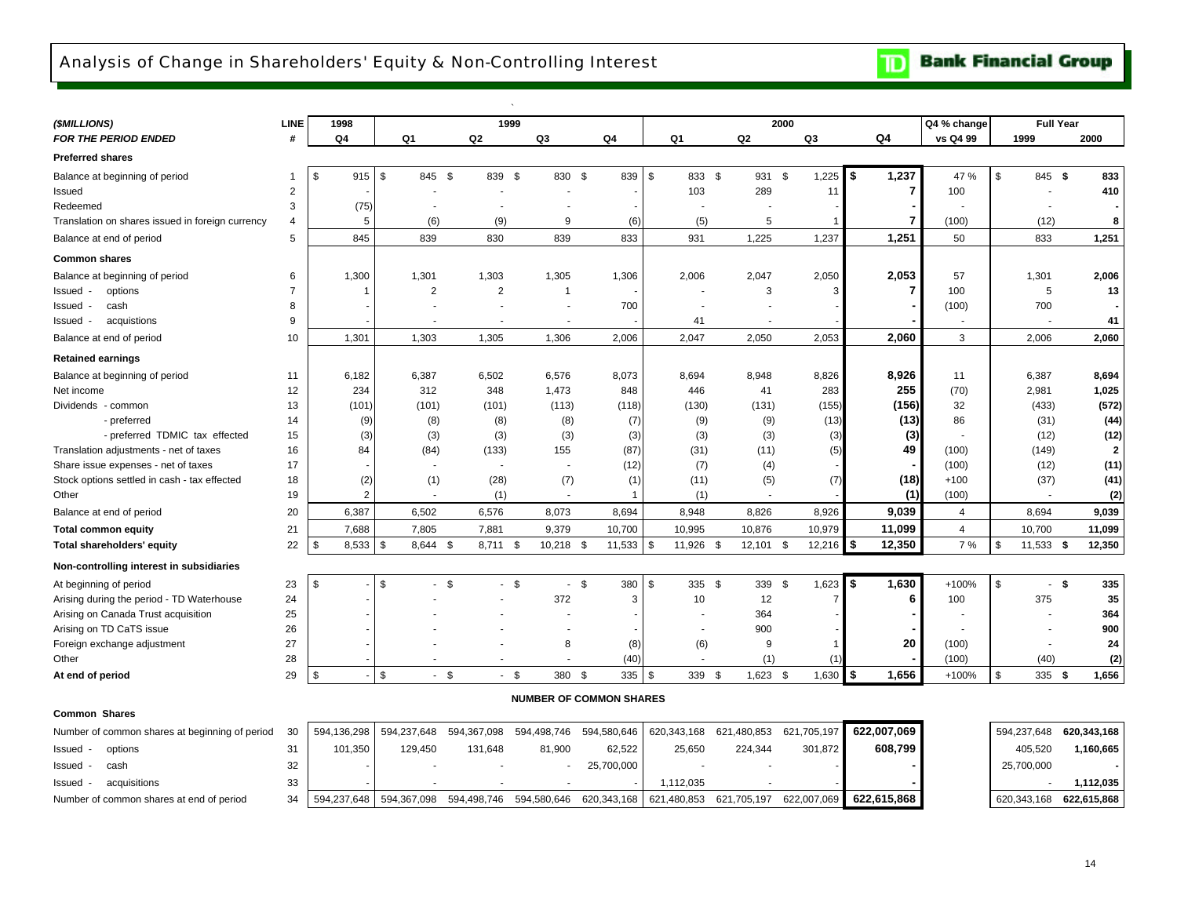# Analysis of Change in Shareholders' Equity & Non-Controlling Interest

TD Bank Financial Group

| ($MILLIONS) | LINE | 1998 | 1999 | | | | 2000 | | | | Q4 % change | Full Year | |
|---|---|---|---|---|---|---|---|---|---|---|---|---|---|
| FOR THE PERIOD ENDED | # | Q4 | Q1 | Q2 | Q3 | Q4 | Q1 | Q2 | Q3 | Q4 | vs Q4 99 | 1999 | 2000 |
| **Preferred shares** | | | | | | | | | | | | | |
| Balance at beginning of period | 1 | $ 915 | $ 845 | $ 839 | $ 830 | $ 839 | $ 833 | $ 931 | $ 1,225 | **$ 1,237** | 47 % | $ 845 | **$ 833** |
| Issued | 2 | - | - | - | - | - | 103 | 289 | 11 | **7** | 100 | - | **410** |
| Redeemed | 3 | (75) | - | - | - | - | - | - | - | **-** | - | - | **-** |
| Translation on shares issued in foreign currency | 4 | 5 | (6) | (9) | 9 | (6) | (5) | 5 | 1 | **7** | (100) | (12) | **8** |
| Balance at end of period | 5 | 845 | 839 | 830 | 839 | 833 | 931 | 1,225 | 1,237 | **1,251** | 50 | 833 | **1,251** |
| **Common shares** | | | | | | | | | | | | | |
| Balance at beginning of period | 6 | 1,300 | 1,301 | 1,303 | 1,305 | 1,306 | 2,006 | 2,047 | 2,050 | **2,053** | 57 | 1,301 | **2,006** |
| Issued - options | 7 | 1 | 2 | 2 | 1 | - | - | 3 | 3 | **7** | 100 | 5 | **13** |
| Issued - cash | 8 | - | - | - | - | 700 | - | - | - | **-** | (100) | 700 | **-** |
| Issued - acquistions | 9 | - | - | - | - | - | 41 | - | - | **-** | - | - | **41** |
| Balance at end of period | 10 | 1,301 | 1,303 | 1,305 | 1,306 | 2,006 | 2,047 | 2,050 | 2,053 | **2,060** | 3 | 2,006 | **2,060** |
| **Retained earnings** | | | | | | | | | | | | | |
| Balance at beginning of period | 11 | 6,182 | 6,387 | 6,502 | 6,576 | 8,073 | 8,694 | 8,948 | 8,826 | **8,926** | 11 | 6,387 | **8,694** |
| Net income | 12 | 234 | 312 | 348 | 1,473 | 848 | 446 | 41 | 283 | **255** | (70) | 2,981 | **1,025** |
| Dividends - common | 13 | (101) | (101) | (101) | (113) | (118) | (130) | (131) | (155) | **(156)** | 32 | (433) | **(572)** |
| - preferred | 14 | (9) | (8) | (8) | (8) | (7) | (9) | (9) | (13) | **(13)** | 86 | (31) | **(44)** |
| - preferred TDMIC tax effected | 15 | (3) | (3) | (3) | (3) | (3) | (3) | (3) | (3) | **(3)** | - | (12) | **(12)** |
| Translation adjustments - net of taxes | 16 | 84 | (84) | (133) | 155 | (87) | (31) | (11) | (5) | **49** | (100) | (149) | **2** |
| Share issue expenses - net of taxes | 17 | - | - | - | - | (12) | (7) | (4) | - | **-** | (100) | (12) | **(11)** |
| Stock options settled in cash - tax effected | 18 | (2) | (1) | (28) | (7) | (1) | (11) | (5) | (7) | **(18)** | +100 | (37) | **(41)** |
| Other | 19 | 2 | - | (1) | - | 1 | (1) | - | - | **(1)** | (100) | - | **(2)** |
| Balance at end of period | 20 | 6,387 | 6,502 | 6,576 | 8,073 | 8,694 | 8,948 | 8,826 | 8,926 | **9,039** | 4 | 8,694 | **9,039** |
| **Total common equity** | 21 | 7,688 | 7,805 | 7,881 | 9,379 | 10,700 | 10,995 | 10,876 | 10,979 | **11,099** | 4 | 10,700 | **11,099** |
| **Total shareholders' equity** | 22 | $ 8,533 | $ 8,644 | $ 8,711 | $ 10,218 | $ 11,533 | $ 11,926 | $ 12,101 | $ 12,216 | **$ 12,350** | 7 % | $ 11,533 | **$ 12,350** |
| **Non-controlling interest in subsidiaries** | | | | | | | | | | | | | |
| At beginning of period | 23 | $ - | $ - | $ - | $ - | $ 380 | $ 335 | $ 339 | $ 1,623 | **$ 1,630** | +100% | $ - | **$ 335** |
| Arising during the period - TD Waterhouse | 24 | - | - | - | 372 | 3 | 10 | 12 | 7 | **6** | 100 | 375 | **35** |
| Arising on Canada Trust acquisition | 25 | - | - | - | - | - | - | 364 | - | **-** | - | - | **364** |
| Arising on TD CaTS issue | 26 | - | - | - | - | - | - | 900 | - | **-** | - | - | **900** |
| Foreign exchange adjustment | 27 | - | - | - | 8 | (8) | (6) | 9 | 1 | **20** | (100) | - | **24** |
| Other | 28 | - | - | - | - | (40) | - | (1) | (1) | **-** | (100) | (40) | **(2)** |
| **At end of period** | 29 | $ - | $ - | $ - | $ 380 | $ 335 | $ 339 | $ 1,623 | $ 1,630 | **$ 1,656** | +100% | $ 335 | **$ 1,656** |

**NUMBER OF COMMON SHARES**

| Common Shares | LINE | 1998 Q4 | 1999 Q1 | 1999 Q2 | 1999 Q3 | 1999 Q4 | 2000 Q1 | 2000 Q2 | 2000 Q3 | 2000 Q4 | Full Year 1999 | Full Year 2000 |
|---|---|---|---|---|---|---|---|---|---|---|---|---|
| Number of common shares at beginning of period | 30 | 594,136,298 | 594,237,648 | 594,367,098 | 594,498,746 | 594,580,646 | 620,343,168 | 621,480,853 | 621,705,197 | **622,007,069** | 594,237,648 | **620,343,168** |
| Issued - options | 31 | 101,350 | 129,450 | 131,648 | 81,900 | 62,522 | 25,650 | 224,344 | 301,872 | **608,799** | 405,520 | **1,160,665** |
| Issued - cash | 32 | - | - | - | - | 25,700,000 | - | - | - | **-** | 25,700,000 | **-** |
| Issued - acquisitions | 33 | - | - | - | - | - | 1,112,035 | - | - | **-** | - | **1,112,035** |
| Number of common shares at end of period | 34 | 594,237,648 | 594,367,098 | 594,498,746 | 594,580,646 | 620,343,168 | 621,480,853 | 621,705,197 | 622,007,069 | **622,615,868** | 620,343,168 | **622,615,868** |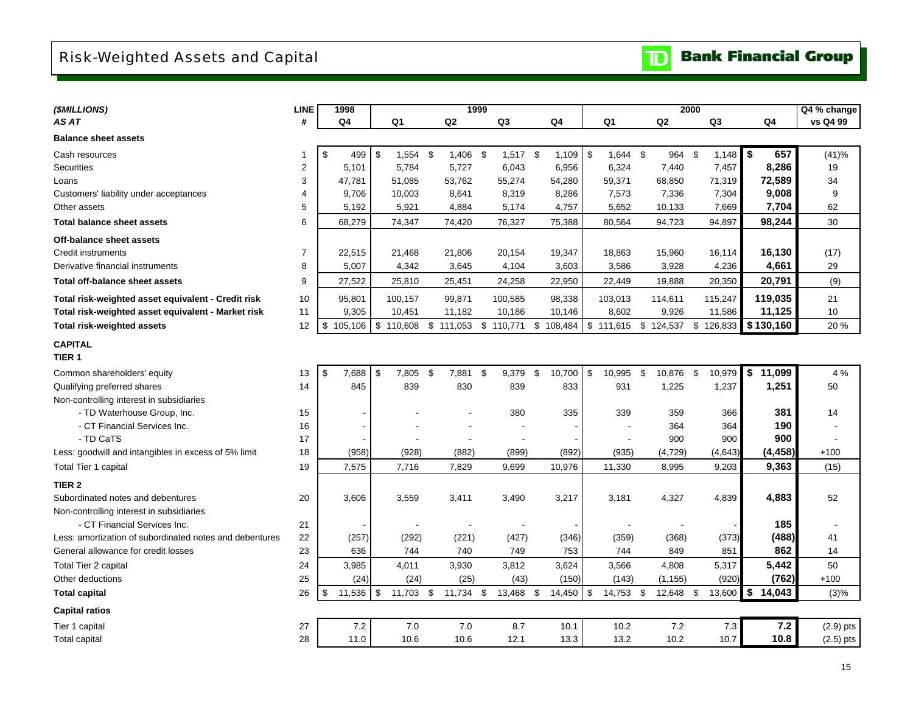# Risk-Weighted Assets and Capital

**TD Bank Financial Group**

| *($MILLIONS)* | LINE | 1998 | 1999 | | | | 2000 | | | | Q4 % change |
|---|---|---|---|---|---|---|---|---|---|---|---|
| *AS AT* | # | Q4 | Q1 | Q2 | Q3 | Q4 | Q1 | Q2 | Q3 | Q4 | vs Q4 99 |
| **Balance sheet assets** | | | | | | | | | | | |
| Cash resources | 1 | $ 499 | $ 1,554 | $ 1,406 | $ 1,517 | $ 1,109 | $ 1,644 | $ 964 | $ 1,148 | **$ 657** | (41)% |
| Securities | 2 | 5,101 | 5,784 | 5,727 | 6,043 | 6,956 | 6,324 | 7,440 | 7,457 | **8,286** | 19 |
| Loans | 3 | 47,781 | 51,085 | 53,762 | 55,274 | 54,280 | 59,371 | 68,850 | 71,319 | **72,589** | 34 |
| Customers' liability under acceptances | 4 | 9,706 | 10,003 | 8,641 | 8,319 | 8,286 | 7,573 | 7,336 | 7,304 | **9,008** | 9 |
| Other assets | 5 | 5,192 | 5,921 | 4,884 | 5,174 | 4,757 | 5,652 | 10,133 | 7,669 | **7,704** | 62 |
| **Total balance sheet assets** | 6 | 68,279 | 74,347 | 74,420 | 76,327 | 75,388 | 80,564 | 94,723 | 94,897 | **98,244** | 30 |
| **Off-balance sheet assets** | | | | | | | | | | | |
| Credit instruments | 7 | 22,515 | 21,468 | 21,806 | 20,154 | 19,347 | 18,863 | 15,960 | 16,114 | **16,130** | (17) |
| Derivative financial instruments | 8 | 5,007 | 4,342 | 3,645 | 4,104 | 3,603 | 3,586 | 3,928 | 4,236 | **4,661** | 29 |
| **Total off-balance sheet assets** | 9 | 27,522 | 25,810 | 25,451 | 24,258 | 22,950 | 22,449 | 19,888 | 20,350 | **20,791** | (9) |
| **Total risk-weighted asset equivalent - Credit risk** | 10 | 95,801 | 100,157 | 99,871 | 100,585 | 98,338 | 103,013 | 114,611 | 115,247 | **119,035** | 21 |
| **Total risk-weighted asset equivalent - Market risk** | 11 | 9,305 | 10,451 | 11,182 | 10,186 | 10,146 | 8,602 | 9,926 | 11,586 | **11,125** | 10 |
| **Total risk-weighted assets** | 12 | $ 105,106 | $ 110,608 | $ 111,053 | $ 110,771 | $ 108,484 | $ 111,615 | $ 124,537 | $ 126,833 | **$ 130,160** | 20 % |
| **CAPITAL** | | | | | | | | | | | |
| **TIER 1** | | | | | | | | | | | |
| Common shareholders' equity | 13 | $ 7,688 | $ 7,805 | $ 7,881 | $ 9,379 | $ 10,700 | $ 10,995 | $ 10,876 | $ 10,979 | **$ 11,099** | 4 % |
| Qualifying preferred shares | 14 | 845 | 839 | 830 | 839 | 833 | 931 | 1,225 | 1,237 | **1,251** | 50 |
| Non-controlling interest in subsidiaries | | | | | | | | | | | |
| - TD Waterhouse Group, Inc. | 15 | - | - | - | 380 | 335 | 339 | 359 | 366 | **381** | 14 |
| - CT Financial Services Inc. | 16 | - | - | - | - | - | - | 364 | 364 | **190** | - |
| - TD CaTS | 17 | - | - | - | - | - | - | 900 | 900 | **900** | - |
| Less: goodwill and intangibles in excess of 5% limit | 18 | (958) | (928) | (882) | (899) | (892) | (935) | (4,729) | (4,643) | **(4,458)** | +100 |
| Total Tier 1 capital | 19 | 7,575 | 7,716 | 7,829 | 9,699 | 10,976 | 11,330 | 8,995 | 9,203 | **9,363** | (15) |
| **TIER 2** | | | | | | | | | | | |
| Subordinated notes and debentures | 20 | 3,606 | 3,559 | 3,411 | 3,490 | 3,217 | 3,181 | 4,327 | 4,839 | **4,883** | 52 |
| Non-controlling interest in subsidiaries | | | | | | | | | | | |
| - CT Financial Services Inc. | 21 | - | - | - | - | - | - | - | - | **185** | - |
| Less: amortization of subordinated notes and debentures | 22 | (257) | (292) | (221) | (427) | (346) | (359) | (368) | (373) | **(488)** | 41 |
| General allowance for credit losses | 23 | 636 | 744 | 740 | 749 | 753 | 744 | 849 | 851 | **862** | 14 |
| Total Tier 2 capital | 24 | 3,985 | 4,011 | 3,930 | 3,812 | 3,624 | 3,566 | 4,808 | 5,317 | **5,442** | 50 |
| Other deductions | 25 | (24) | (24) | (25) | (43) | (150) | (143) | (1,155) | (920) | **(762)** | +100 |
| **Total capital** | 26 | $ 11,536 | $ 11,703 | $ 11,734 | $ 13,468 | $ 14,450 | $ 14,753 | $ 12,648 | $ 13,600 | **$ 14,043** | (3)% |
| **Capital ratios** | | | | | | | | | | | |
| Tier 1 capital | 27 | 7.2 | 7.0 | 7.0 | 8.7 | 10.1 | 10.2 | 7.2 | 7.3 | **7.2** | (2.9) pts |
| Total capital | 28 | 11.0 | 10.6 | 10.6 | 12.1 | 13.3 | 13.2 | 10.2 | 10.7 | **10.8** | (2.5) pts |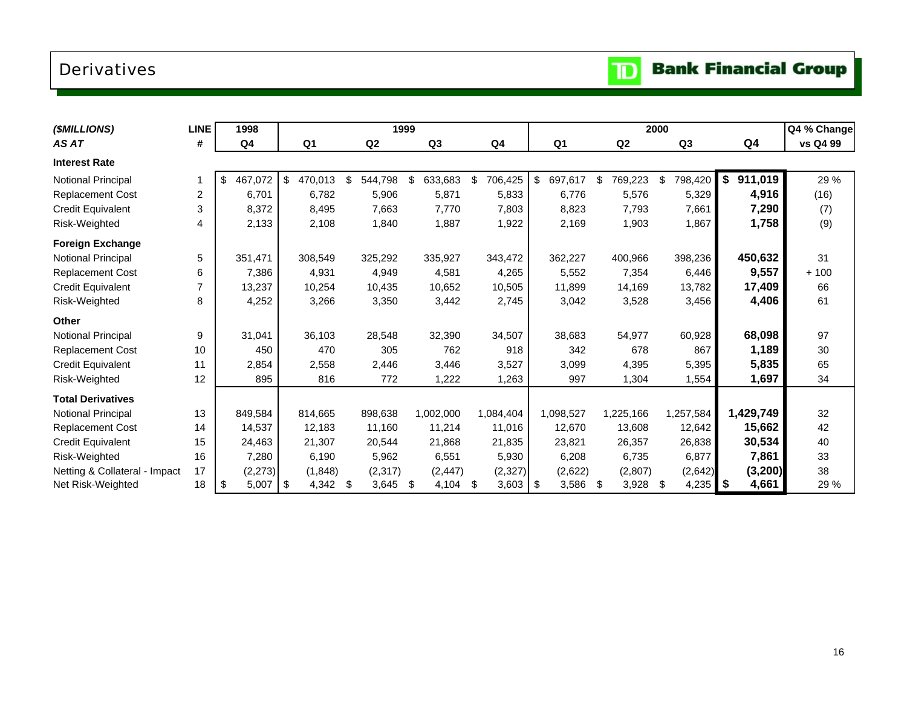# Derivatives

TD Bank Financial Group

| ($MILLIONS) | LINE | 1998 | 1999 | | | | 2000 | | | | Q4 % Change |
|---|---|---|---|---|---|---|---|---|---|---|---|
| AS AT | # | Q4 | Q1 | Q2 | Q3 | Q4 | Q1 | Q2 | Q3 | Q4 | vs Q4 99 |
| **Interest Rate** | | | | | | | | | | | |
| Notional Principal | 1 | $ 467,072 | $ 470,013 | $ 544,798 | $ 633,683 | $ 706,425 | $ 697,617 | $ 769,223 | $ 798,420 | **$ 911,019** | 29 % |
| Replacement Cost | 2 | 6,701 | 6,782 | 5,906 | 5,871 | 5,833 | 6,776 | 5,576 | 5,329 | **4,916** | (16) |
| Credit Equivalent | 3 | 8,372 | 8,495 | 7,663 | 7,770 | 7,803 | 8,823 | 7,793 | 7,661 | **7,290** | (7) |
| Risk-Weighted | 4 | 2,133 | 2,108 | 1,840 | 1,887 | 1,922 | 2,169 | 1,903 | 1,867 | **1,758** | (9) |
| **Foreign Exchange** | | | | | | | | | | | |
| Notional Principal | 5 | 351,471 | 308,549 | 325,292 | 335,927 | 343,472 | 362,227 | 400,966 | 398,236 | **450,632** | 31 |
| Replacement Cost | 6 | 7,386 | 4,931 | 4,949 | 4,581 | 4,265 | 5,552 | 7,354 | 6,446 | **9,557** | + 100 |
| Credit Equivalent | 7 | 13,237 | 10,254 | 10,435 | 10,652 | 10,505 | 11,899 | 14,169 | 13,782 | **17,409** | 66 |
| Risk-Weighted | 8 | 4,252 | 3,266 | 3,350 | 3,442 | 2,745 | 3,042 | 3,528 | 3,456 | **4,406** | 61 |
| **Other** | | | | | | | | | | | |
| Notional Principal | 9 | 31,041 | 36,103 | 28,548 | 32,390 | 34,507 | 38,683 | 54,977 | 60,928 | **68,098** | 97 |
| Replacement Cost | 10 | 450 | 470 | 305 | 762 | 918 | 342 | 678 | 867 | **1,189** | 30 |
| Credit Equivalent | 11 | 2,854 | 2,558 | 2,446 | 3,446 | 3,527 | 3,099 | 4,395 | 5,395 | **5,835** | 65 |
| Risk-Weighted | 12 | 895 | 816 | 772 | 1,222 | 1,263 | 997 | 1,304 | 1,554 | **1,697** | 34 |
| **Total Derivatives** | | | | | | | | | | | |
| Notional Principal | 13 | 849,584 | 814,665 | 898,638 | 1,002,000 | 1,084,404 | 1,098,527 | 1,225,166 | 1,257,584 | **1,429,749** | 32 |
| Replacement Cost | 14 | 14,537 | 12,183 | 11,160 | 11,214 | 11,016 | 12,670 | 13,608 | 12,642 | **15,662** | 42 |
| Credit Equivalent | 15 | 24,463 | 21,307 | 20,544 | 21,868 | 21,835 | 23,821 | 26,357 | 26,838 | **30,534** | 40 |
| Risk-Weighted | 16 | 7,280 | 6,190 | 5,962 | 6,551 | 5,930 | 6,208 | 6,735 | 6,877 | **7,861** | 33 |
| Netting & Collateral - Impact | 17 | (2,273) | (1,848) | (2,317) | (2,447) | (2,327) | (2,622) | (2,807) | (2,642) | **(3,200)** | 38 |
| Net Risk-Weighted | 18 | $ 5,007 | $ 4,342 | $ 3,645 | $ 4,104 | $ 3,603 | $ 3,586 | $ 3,928 | $ 4,235 | **$ 4,661** | 29 % |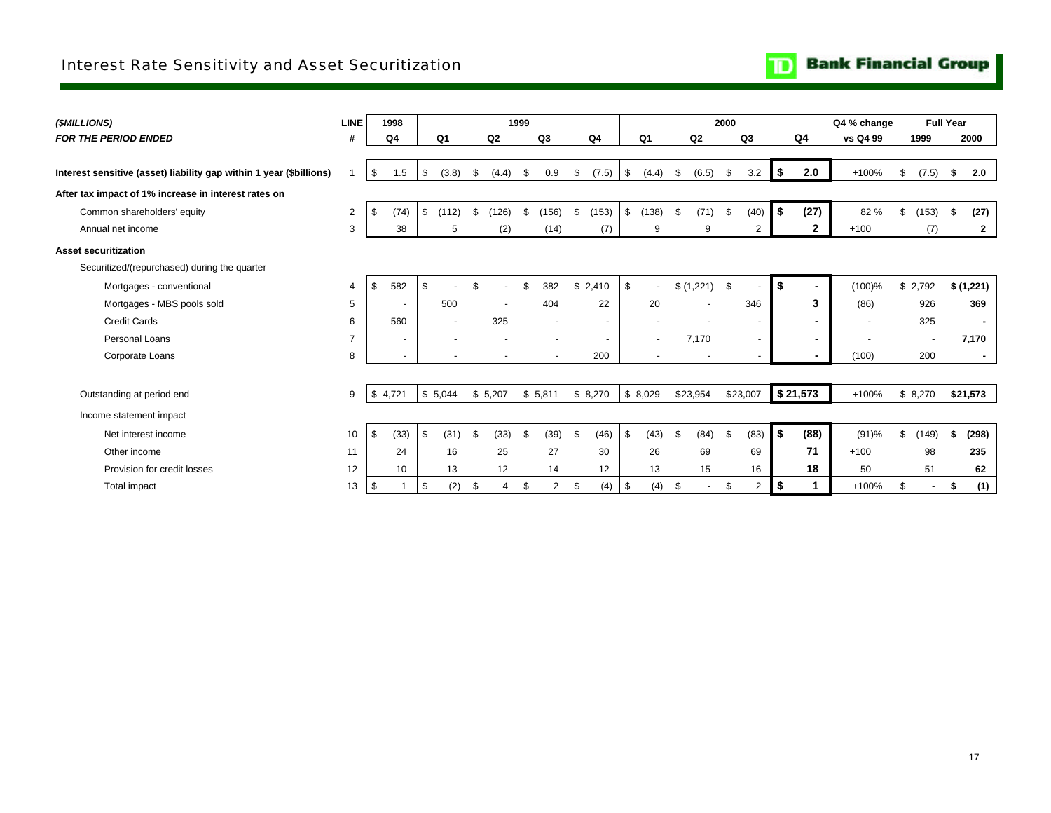# Interest Rate Sensitivity and Asset Securitization

| *($MILLIONS)* | LINE | 1998 | | | 1999 | | | | 2000 | | Q4 % change | Full Year | |
|---|---|---|---|---|---|---|---|---|---|---|---|---|---|
| *FOR THE PERIOD ENDED* | # | Q4 | Q1 | Q2 | Q3 | Q4 | Q1 | Q2 | Q3 | Q4 | vs Q4 99 | 1999 | 2000 |
| **Interest sensitive (asset) liability gap within 1 year ($billions)** | 1 | $ 1.5 | $ (3.8) | $ (4.4) | $ 0.9 | $ (7.5) | $ (4.4) | $ (6.5) | $ 3.2 | **$ 2.0** | +100% | $ (7.5) | **$ 2.0** |
| **After tax impact of 1% increase in interest rates on** | | | | | | | | | | | | | |
| Common shareholders' equity | 2 | $ (74) | $ (112) | $ (126) | $ (156) | $ (153) | $ (138) | $ (71) | $ (40) | **$ (27)** | 82 % | $ (153) | **$ (27)** |
| Annual net income | 3 | 38 | 5 | (2) | (14) | (7) | 9 | 9 | 2 | **2** | +100 | (7) | **2** |
| **Asset securitization** | | | | | | | | | | | | | |
| Securitized/(repurchased) during the quarter | | | | | | | | | | | | | |
| Mortgages - conventional | 4 | $ 582 | $ - | $ - | $ 382 | $ 2,410 | $ - | $ (1,221) | $ - | **$ -** | (100)% | $ 2,792 | **$ (1,221)** |
| Mortgages - MBS pools sold | 5 | - | 500 | - | 404 | 22 | 20 | - | 346 | **3** | (86) | 926 | **369** |
| Credit Cards | 6 | 560 | - | 325 | - | - | - | - | - | **-** | - | 325 | **-** |
| Personal Loans | 7 | - | - | - | - | - | - | 7,170 | - | **-** | - | - | **7,170** |
| Corporate Loans | 8 | - | - | - | - | 200 | - | - | - | **-** | (100) | 200 | **-** |
| Outstanding at period end | 9 | $ 4,721 | $ 5,044 | $ 5,207 | $ 5,811 | $ 8,270 | $ 8,029 | $23,954 | $23,007 | **$ 21,573** | +100% | $ 8,270 | **$21,573** |
| Income statement impact | | | | | | | | | | | | | |
| Net interest income | 10 | $ (33) | $ (31) | $ (33) | $ (39) | $ (46) | $ (43) | $ (84) | $ (83) | **$ (88)** | (91)% | $ (149) | **$ (298)** |
| Other income | 11 | 24 | 16 | 25 | 27 | 30 | 26 | 69 | 69 | **71** | +100 | 98 | **235** |
| Provision for credit losses | 12 | 10 | 13 | 12 | 14 | 12 | 13 | 15 | 16 | **18** | 50 | 51 | **62** |
| Total impact | 13 | $ 1 | $ (2) | $ 4 | $ 2 | $ (4) | $ (4) | $ - | $ 2 | **$ 1** | +100% | $ - | **$ (1)** |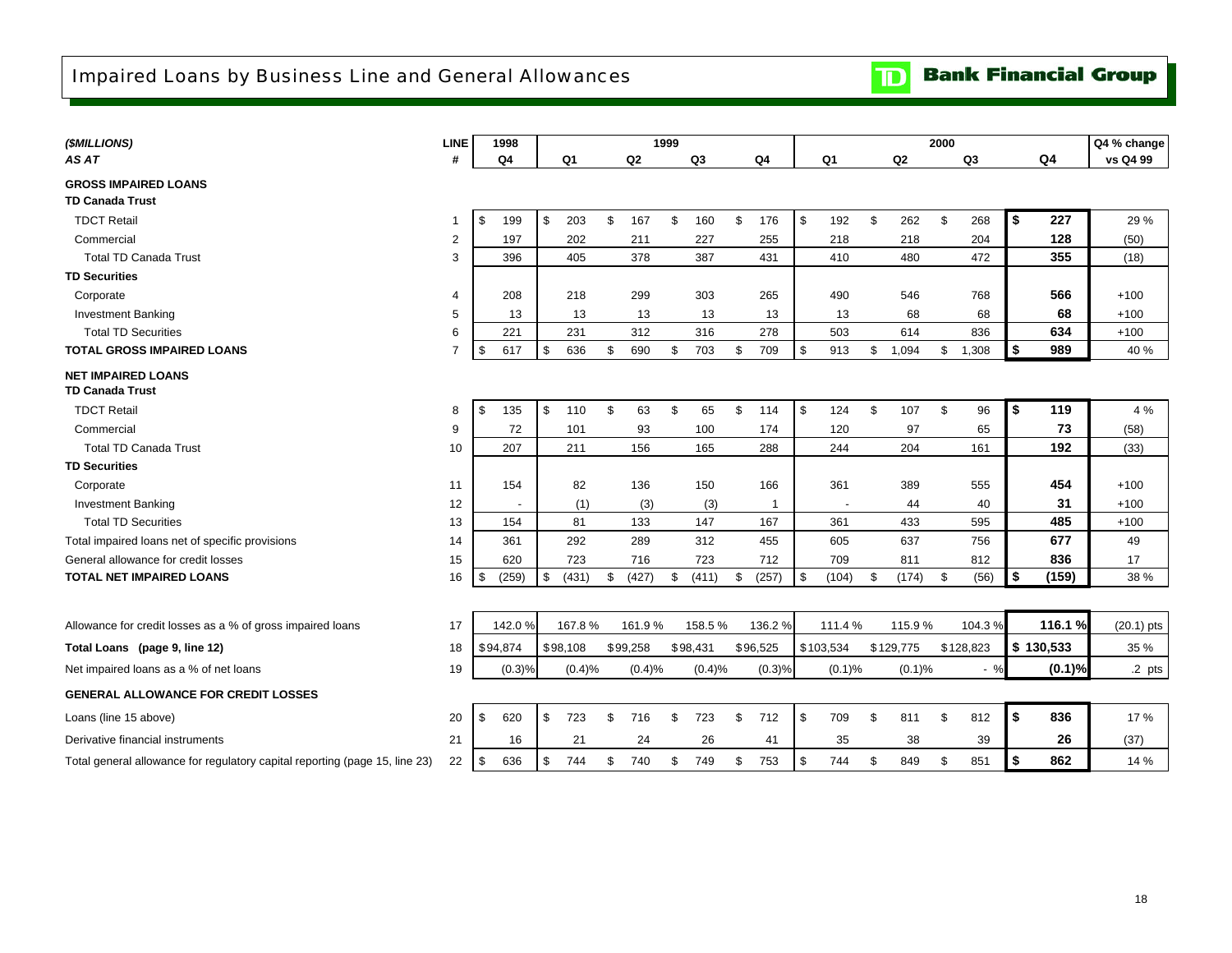# Impaired Loans by Business Line and General Allowances

**TD Bank Financial Group**

| *($MILLIONS)* | LINE | 1998 | 1999 | | | | 2000 | | | | Q4 % change |
|---|---|---|---|---|---|---|---|---|---|---|---|
| *AS AT* | # | Q4 | Q1 | Q2 | Q3 | Q4 | Q1 | Q2 | Q3 | Q4 | vs Q4 99 |
| **GROSS IMPAIRED LOANS** | | | | | | | | | | | |
| **TD Canada Trust** | | | | | | | | | | | |
| TDCT Retail | 1 | $ 199 | $ 203 | $ 167 | $ 160 | $ 176 | $ 192 | $ 262 | $ 268 | **$ 227** | 29 % |
| Commercial | 2 | 197 | 202 | 211 | 227 | 255 | 218 | 218 | 204 | **128** | (50) |
| Total TD Canada Trust | 3 | 396 | 405 | 378 | 387 | 431 | 410 | 480 | 472 | **355** | (18) |
| **TD Securities** | | | | | | | | | | | |
| Corporate | 4 | 208 | 218 | 299 | 303 | 265 | 490 | 546 | 768 | **566** | +100 |
| Investment Banking | 5 | 13 | 13 | 13 | 13 | 13 | 13 | 68 | 68 | **68** | +100 |
| Total TD Securities | 6 | 221 | 231 | 312 | 316 | 278 | 503 | 614 | 836 | **634** | +100 |
| **TOTAL GROSS IMPAIRED LOANS** | 7 | $ 617 | $ 636 | $ 690 | $ 703 | $ 709 | $ 913 | $ 1,094 | $ 1,308 | **$ 989** | 40 % |
| **NET IMPAIRED LOANS** | | | | | | | | | | | |
| **TD Canada Trust** | | | | | | | | | | | |
| TDCT Retail | 8 | $ 135 | $ 110 | $ 63 | $ 65 | $ 114 | $ 124 | $ 107 | $ 96 | **$ 119** | 4 % |
| Commercial | 9 | 72 | 101 | 93 | 100 | 174 | 120 | 97 | 65 | **73** | (58) |
| Total TD Canada Trust | 10 | 207 | 211 | 156 | 165 | 288 | 244 | 204 | 161 | **192** | (33) |
| **TD Securities** | | | | | | | | | | | |
| Corporate | 11 | 154 | 82 | 136 | 150 | 166 | 361 | 389 | 555 | **454** | +100 |
| Investment Banking | 12 | - | (1) | (3) | (3) | 1 | - | 44 | 40 | **31** | +100 |
| Total TD Securities | 13 | 154 | 81 | 133 | 147 | 167 | 361 | 433 | 595 | **485** | +100 |
| Total impaired loans net of specific provisions | 14 | 361 | 292 | 289 | 312 | 455 | 605 | 637 | 756 | **677** | 49 |
| General allowance for credit losses | 15 | 620 | 723 | 716 | 723 | 712 | 709 | 811 | 812 | **836** | 17 |
| **TOTAL NET IMPAIRED LOANS** | 16 | $ (259) | $ (431) | $ (427) | $ (411) | $ (257) | $ (104) | $ (174) | $ (56) | **$ (159)** | 38 % |
| Allowance for credit losses as a % of gross impaired loans | 17 | 142.0 % | 167.8 % | 161.9 % | 158.5 % | 136.2 % | 111.4 % | 115.9 % | 104.3 % | **116.1 %** | (20.1) pts |
| **Total Loans (page 9, line 12)** | 18 | $94,874 | $98,108 | $99,258 | $98,431 | $96,525 | $103,534 | $129,775 | $128,823 | **$ 130,533** | 35 % |
| Net impaired loans as a % of net loans | 19 | (0.3)% | (0.4)% | (0.4)% | (0.4)% | (0.3)% | (0.1)% | (0.1)% | - % | **(0.1)%** | .2 pts |
| **GENERAL ALLOWANCE FOR CREDIT LOSSES** | | | | | | | | | | | |
| Loans (line 15 above) | 20 | $ 620 | $ 723 | $ 716 | $ 723 | $ 712 | $ 709 | $ 811 | $ 812 | **$ 836** | 17 % |
| Derivative financial instruments | 21 | 16 | 21 | 24 | 26 | 41 | 35 | 38 | 39 | **26** | (37) |
| Total general allowance for regulatory capital reporting (page 15, line 23) | 22 | $ 636 | $ 744 | $ 740 | $ 749 | $ 753 | $ 744 | $ 849 | $ 851 | **$ 862** | 14 % |